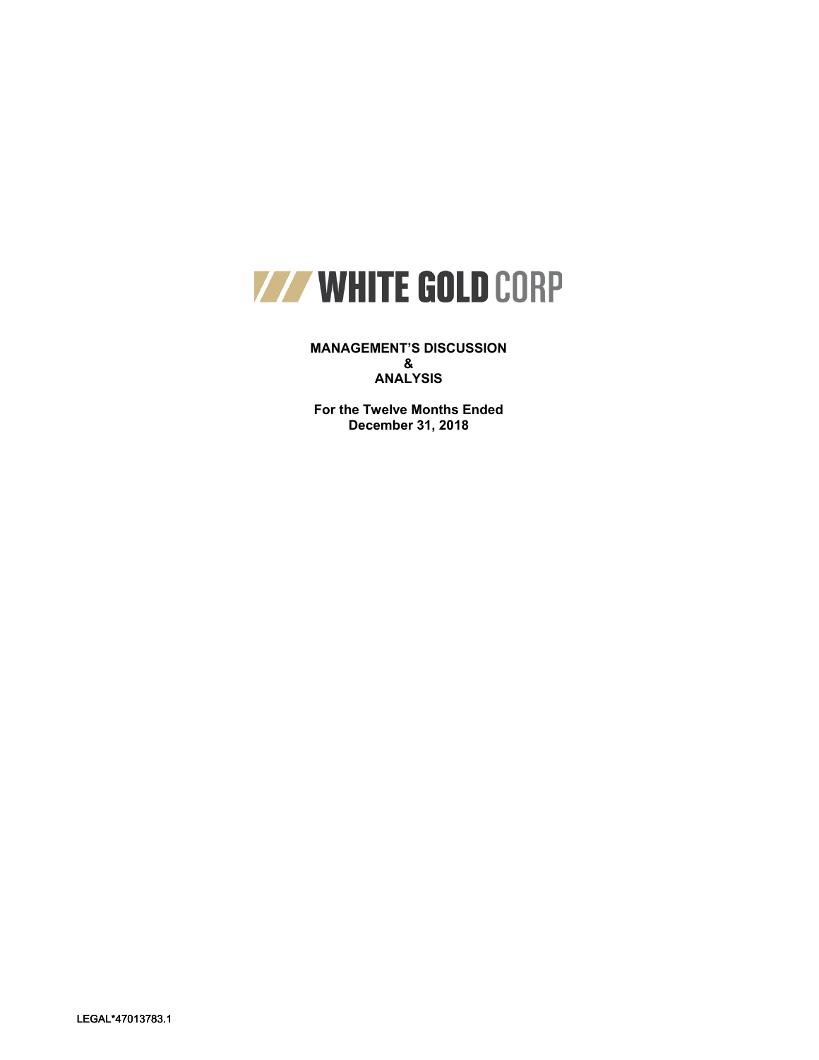# WHITE GOLD CORP

**MANAGEMENT'S DISCUSSION**
**&**
**ANALYSIS**

**For the Twelve Months Ended**
**December 31, 2018**

LEGAL*47013783.1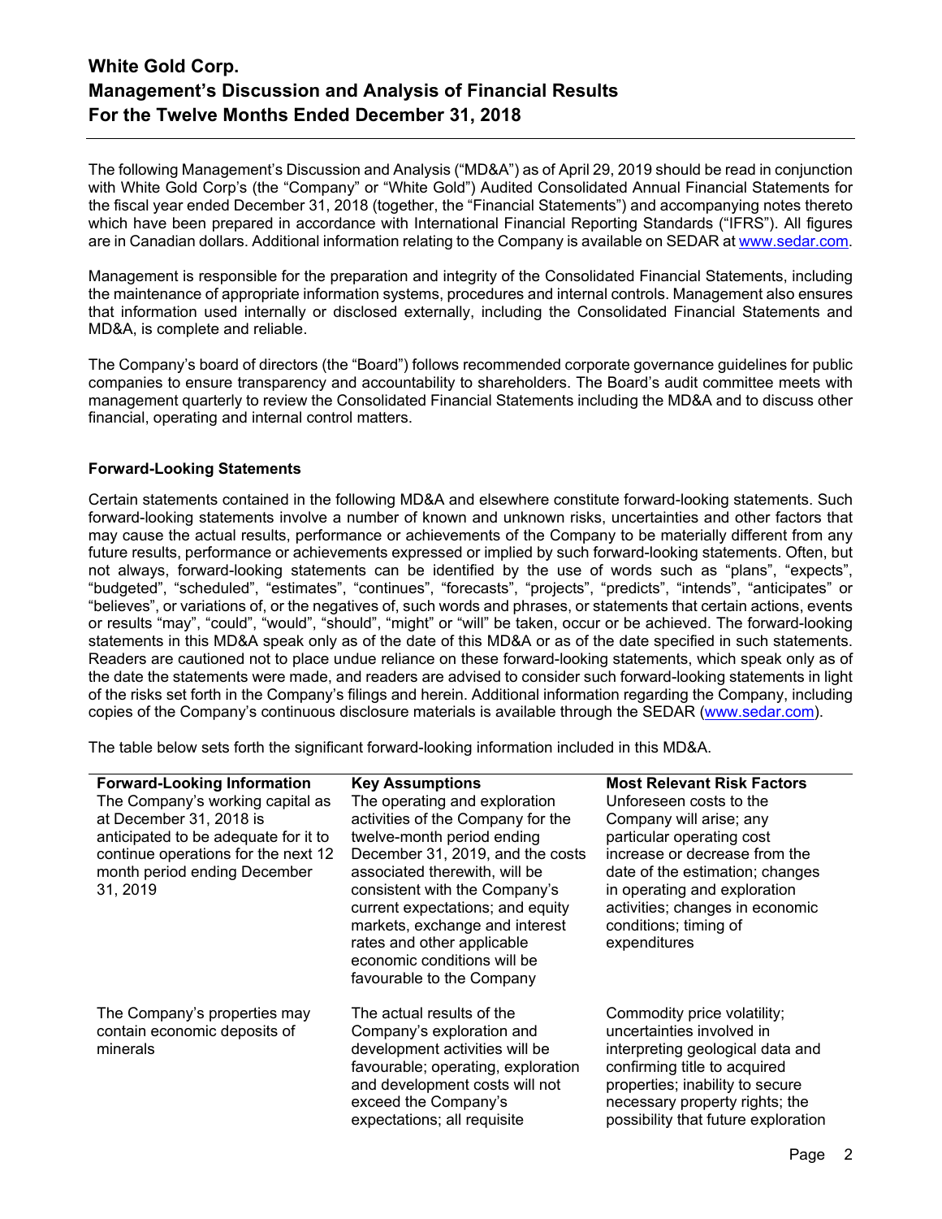# White Gold Corp.
# Management's Discussion and Analysis of Financial Results
# For the Twelve Months Ended December 31, 2018

The following Management's Discussion and Analysis ("MD&A") as of April 29, 2019 should be read in conjunction with White Gold Corp's (the "Company" or "White Gold") Audited Consolidated Annual Financial Statements for the fiscal year ended December 31, 2018 (together, the "Financial Statements") and accompanying notes thereto which have been prepared in accordance with International Financial Reporting Standards ("IFRS"). All figures are in Canadian dollars. Additional information relating to the Company is available on SEDAR at www.sedar.com.

Management is responsible for the preparation and integrity of the Consolidated Financial Statements, including the maintenance of appropriate information systems, procedures and internal controls. Management also ensures that information used internally or disclosed externally, including the Consolidated Financial Statements and MD&A, is complete and reliable.

The Company's board of directors (the "Board") follows recommended corporate governance guidelines for public companies to ensure transparency and accountability to shareholders. The Board's audit committee meets with management quarterly to review the Consolidated Financial Statements including the MD&A and to discuss other financial, operating and internal control matters.

### Forward-Looking Statements

Certain statements contained in the following MD&A and elsewhere constitute forward-looking statements. Such forward-looking statements involve a number of known and unknown risks, uncertainties and other factors that may cause the actual results, performance or achievements of the Company to be materially different from any future results, performance or achievements expressed or implied by such forward-looking statements. Often, but not always, forward-looking statements can be identified by the use of words such as "plans", "expects", "budgeted", "scheduled", "estimates", "continues", "forecasts", "projects", "predicts", "intends", "anticipates" or "believes", or variations of, or the negatives of, such words and phrases, or statements that certain actions, events or results "may", "could", "would", "should", "might" or "will" be taken, occur or be achieved. The forward-looking statements in this MD&A speak only as of the date of this MD&A or as of the date specified in such statements. Readers are cautioned not to place undue reliance on these forward-looking statements, which speak only as of the date the statements were made, and readers are advised to consider such forward-looking statements in light of the risks set forth in the Company's filings and herein. Additional information regarding the Company, including copies of the Company's continuous disclosure materials is available through the SEDAR (www.sedar.com).

The table below sets forth the significant forward-looking information included in this MD&A.

| Forward-Looking Information | Key Assumptions | Most Relevant Risk Factors |
|---|---|---|
| The Company's working capital as at December 31, 2018 is anticipated to be adequate for it to continue operations for the next 12 month period ending December 31, 2019 | The operating and exploration activities of the Company for the twelve-month period ending December 31, 2019, and the costs associated therewith, will be consistent with the Company's current expectations; and equity markets, exchange and interest rates and other applicable economic conditions will be favourable to the Company | Unforeseen costs to the Company will arise; any particular operating cost increase or decrease from the date of the estimation; changes in operating and exploration activities; changes in economic conditions; timing of expenditures |
| The Company's properties may contain economic deposits of minerals | The actual results of the Company's exploration and development activities will be favourable; operating, exploration and development costs will not exceed the Company's expectations; all requisite | Commodity price volatility; uncertainties involved in interpreting geological data and confirming title to acquired properties; inability to secure necessary property rights; the possibility that future exploration |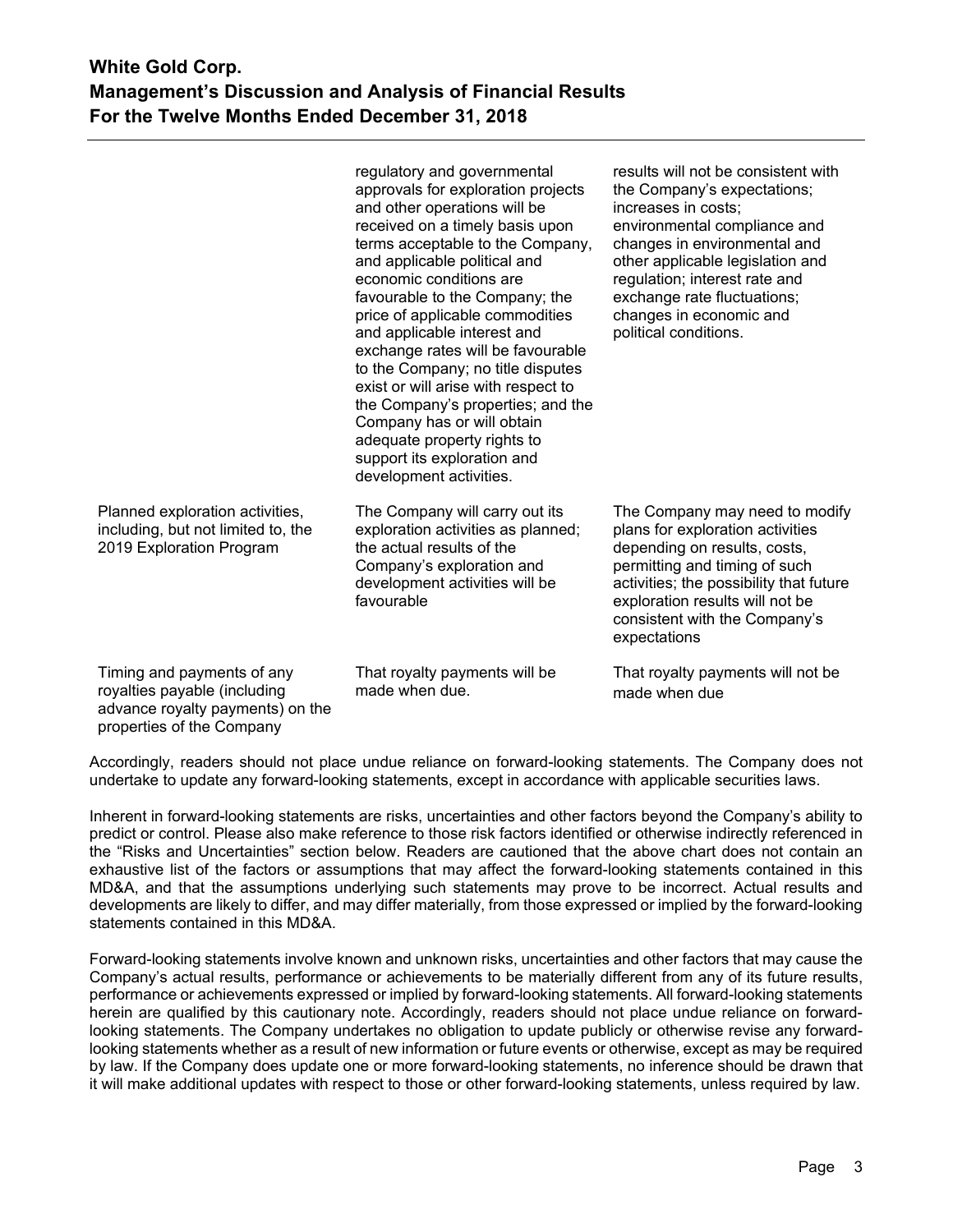| | | |
|---|---|---|
| | regulatory and governmental approvals for exploration projects and other operations will be received on a timely basis upon terms acceptable to the Company, and applicable political and economic conditions are favourable to the Company; the price of applicable commodities and applicable interest and exchange rates will be favourable to the Company; no title disputes exist or will arise with respect to the Company's properties; and the Company has or will obtain adequate property rights to support its exploration and development activities. | results will not be consistent with the Company's expectations; increases in costs; environmental compliance and changes in environmental and other applicable legislation and regulation; interest rate and exchange rate fluctuations; changes in economic and political conditions. |
| Planned exploration activities, including, but not limited to, the 2019 Exploration Program | The Company will carry out its exploration activities as planned; the actual results of the Company's exploration and development activities will be favourable | The Company may need to modify plans for exploration activities depending on results, costs, permitting and timing of such activities; the possibility that future exploration results will not be consistent with the Company's expectations |
| Timing and payments of any royalties payable (including advance royalty payments) on the properties of the Company | That royalty payments will be made when due. | That royalty payments will not be made when due |

Accordingly, readers should not place undue reliance on forward-looking statements. The Company does not undertake to update any forward-looking statements, except in accordance with applicable securities laws.

Inherent in forward-looking statements are risks, uncertainties and other factors beyond the Company's ability to predict or control. Please also make reference to those risk factors identified or otherwise indirectly referenced in the "Risks and Uncertainties" section below. Readers are cautioned that the above chart does not contain an exhaustive list of the factors or assumptions that may affect the forward-looking statements contained in this MD&A, and that the assumptions underlying such statements may prove to be incorrect. Actual results and developments are likely to differ, and may differ materially, from those expressed or implied by the forward-looking statements contained in this MD&A.

Forward-looking statements involve known and unknown risks, uncertainties and other factors that may cause the Company's actual results, performance or achievements to be materially different from any of its future results, performance or achievements expressed or implied by forward-looking statements. All forward-looking statements herein are qualified by this cautionary note. Accordingly, readers should not place undue reliance on forward-looking statements. The Company undertakes no obligation to update publicly or otherwise revise any forward-looking statements whether as a result of new information or future events or otherwise, except as may be required by law. If the Company does update one or more forward-looking statements, no inference should be drawn that it will make additional updates with respect to those or other forward-looking statements, unless required by law.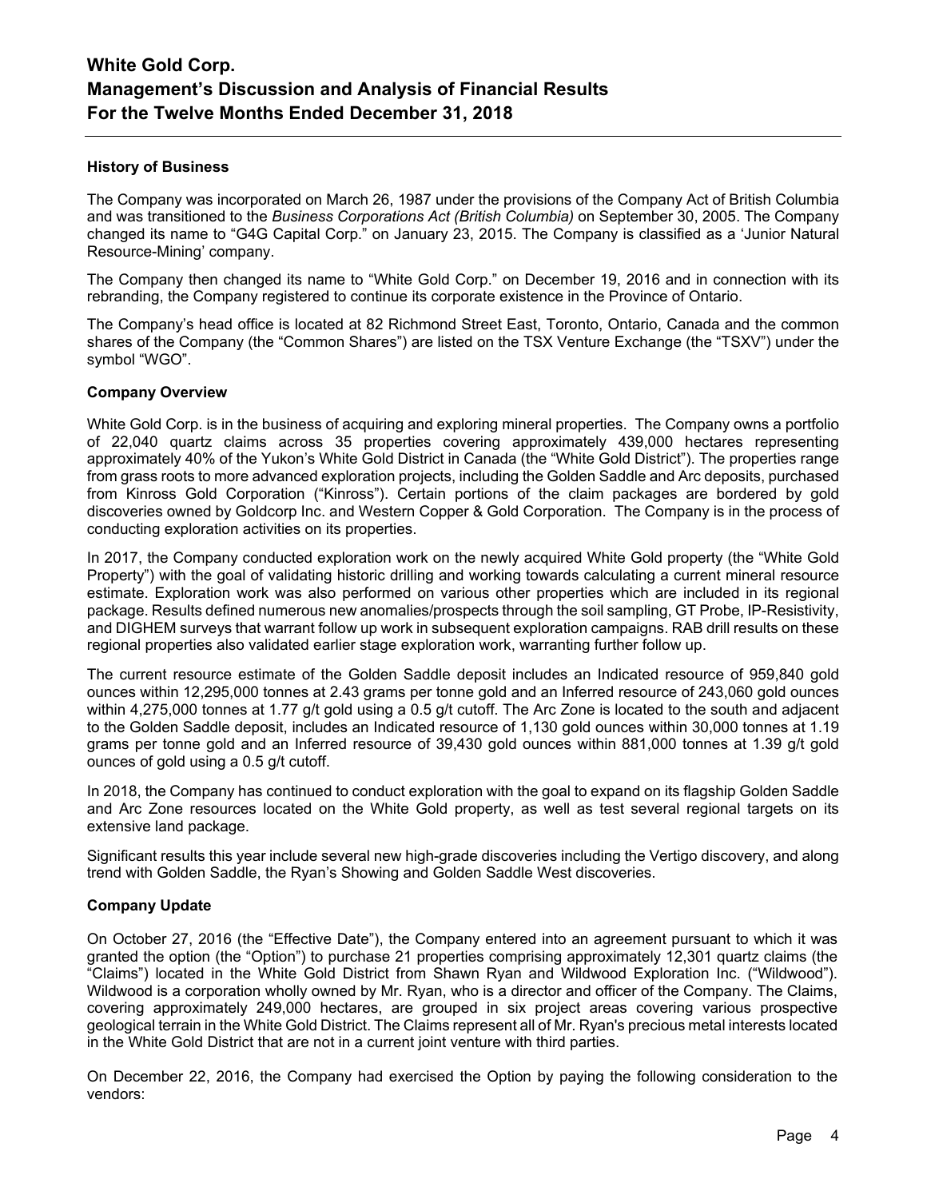### History of Business

The Company was incorporated on March 26, 1987 under the provisions of the Company Act of British Columbia and was transitioned to the *Business Corporations Act (British Columbia)* on September 30, 2005. The Company changed its name to "G4G Capital Corp." on January 23, 2015. The Company is classified as a 'Junior Natural Resource-Mining' company.

The Company then changed its name to "White Gold Corp." on December 19, 2016 and in connection with its rebranding, the Company registered to continue its corporate existence in the Province of Ontario.

The Company's head office is located at 82 Richmond Street East, Toronto, Ontario, Canada and the common shares of the Company (the "Common Shares") are listed on the TSX Venture Exchange (the "TSXV") under the symbol "WGO".

### Company Overview

White Gold Corp. is in the business of acquiring and exploring mineral properties. The Company owns a portfolio of 22,040 quartz claims across 35 properties covering approximately 439,000 hectares representing approximately 40% of the Yukon's White Gold District in Canada (the "White Gold District"). The properties range from grass roots to more advanced exploration projects, including the Golden Saddle and Arc deposits, purchased from Kinross Gold Corporation ("Kinross"). Certain portions of the claim packages are bordered by gold discoveries owned by Goldcorp Inc. and Western Copper & Gold Corporation. The Company is in the process of conducting exploration activities on its properties.

In 2017, the Company conducted exploration work on the newly acquired White Gold property (the "White Gold Property") with the goal of validating historic drilling and working towards calculating a current mineral resource estimate. Exploration work was also performed on various other properties which are included in its regional package. Results defined numerous new anomalies/prospects through the soil sampling, GT Probe, IP-Resistivity, and DIGHEM surveys that warrant follow up work in subsequent exploration campaigns. RAB drill results on these regional properties also validated earlier stage exploration work, warranting further follow up.

The current resource estimate of the Golden Saddle deposit includes an Indicated resource of 959,840 gold ounces within 12,295,000 tonnes at 2.43 grams per tonne gold and an Inferred resource of 243,060 gold ounces within 4,275,000 tonnes at 1.77 g/t gold using a 0.5 g/t cutoff. The Arc Zone is located to the south and adjacent to the Golden Saddle deposit, includes an Indicated resource of 1,130 gold ounces within 30,000 tonnes at 1.19 grams per tonne gold and an Inferred resource of 39,430 gold ounces within 881,000 tonnes at 1.39 g/t gold ounces of gold using a 0.5 g/t cutoff.

In 2018, the Company has continued to conduct exploration with the goal to expand on its flagship Golden Saddle and Arc Zone resources located on the White Gold property, as well as test several regional targets on its extensive land package.

Significant results this year include several new high-grade discoveries including the Vertigo discovery, and along trend with Golden Saddle, the Ryan's Showing and Golden Saddle West discoveries.

### Company Update

On October 27, 2016 (the "Effective Date"), the Company entered into an agreement pursuant to which it was granted the option (the "Option") to purchase 21 properties comprising approximately 12,301 quartz claims (the "Claims") located in the White Gold District from Shawn Ryan and Wildwood Exploration Inc. ("Wildwood"). Wildwood is a corporation wholly owned by Mr. Ryan, who is a director and officer of the Company. The Claims, covering approximately 249,000 hectares, are grouped in six project areas covering various prospective geological terrain in the White Gold District. The Claims represent all of Mr. Ryan's precious metal interests located in the White Gold District that are not in a current joint venture with third parties.

On December 22, 2016, the Company had exercised the Option by paying the following consideration to the vendors: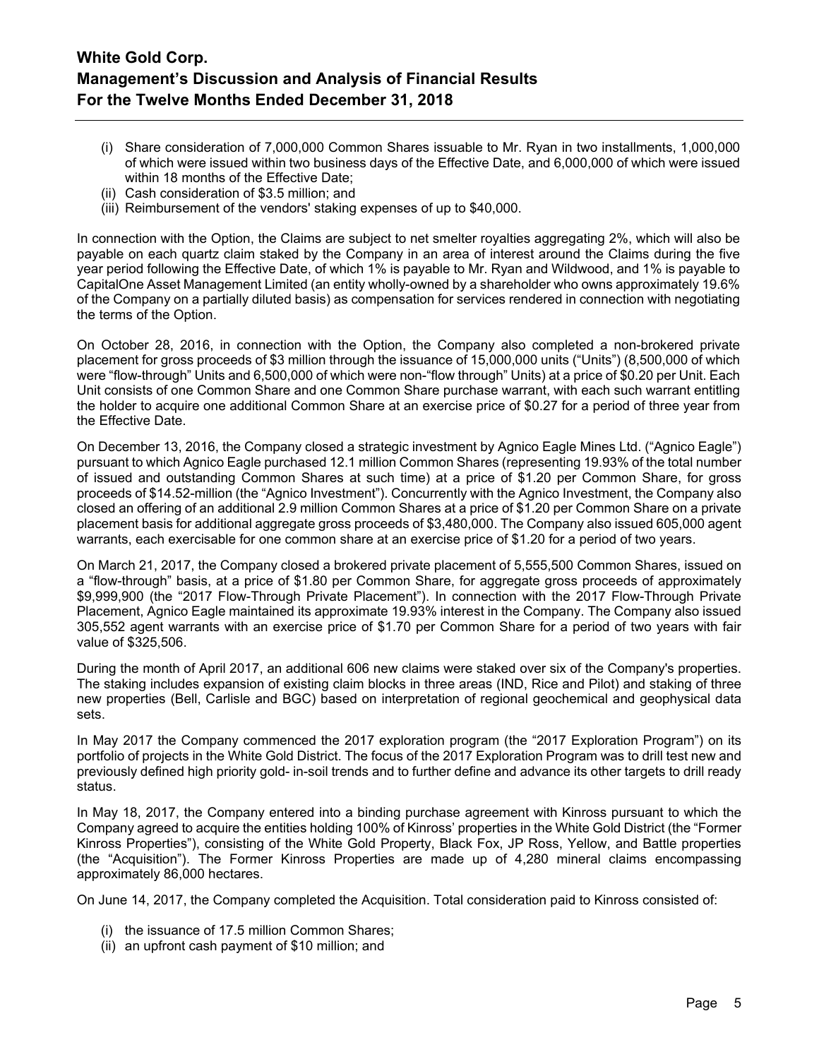(i) Share consideration of 7,000,000 Common Shares issuable to Mr. Ryan in two installments, 1,000,000 of which were issued within two business days of the Effective Date, and 6,000,000 of which were issued within 18 months of the Effective Date;
(ii) Cash consideration of $3.5 million; and
(iii) Reimbursement of the vendors' staking expenses of up to $40,000.

In connection with the Option, the Claims are subject to net smelter royalties aggregating 2%, which will also be payable on each quartz claim staked by the Company in an area of interest around the Claims during the five year period following the Effective Date, of which 1% is payable to Mr. Ryan and Wildwood, and 1% is payable to CapitalOne Asset Management Limited (an entity wholly-owned by a shareholder who owns approximately 19.6% of the Company on a partially diluted basis) as compensation for services rendered in connection with negotiating the terms of the Option.

On October 28, 2016, in connection with the Option, the Company also completed a non-brokered private placement for gross proceeds of $3 million through the issuance of 15,000,000 units ("Units") (8,500,000 of which were "flow-through" Units and 6,500,000 of which were non-"flow through" Units) at a price of $0.20 per Unit. Each Unit consists of one Common Share and one Common Share purchase warrant, with each such warrant entitling the holder to acquire one additional Common Share at an exercise price of $0.27 for a period of three year from the Effective Date.

On December 13, 2016, the Company closed a strategic investment by Agnico Eagle Mines Ltd. ("Agnico Eagle") pursuant to which Agnico Eagle purchased 12.1 million Common Shares (representing 19.93% of the total number of issued and outstanding Common Shares at such time) at a price of $1.20 per Common Share, for gross proceeds of $14.52-million (the "Agnico Investment"). Concurrently with the Agnico Investment, the Company also closed an offering of an additional 2.9 million Common Shares at a price of $1.20 per Common Share on a private placement basis for additional aggregate gross proceeds of $3,480,000. The Company also issued 605,000 agent warrants, each exercisable for one common share at an exercise price of $1.20 for a period of two years.

On March 21, 2017, the Company closed a brokered private placement of 5,555,500 Common Shares, issued on a "flow-through" basis, at a price of $1.80 per Common Share, for aggregate gross proceeds of approximately $9,999,900 (the "2017 Flow-Through Private Placement"). In connection with the 2017 Flow-Through Private Placement, Agnico Eagle maintained its approximate 19.93% interest in the Company. The Company also issued 305,552 agent warrants with an exercise price of $1.70 per Common Share for a period of two years with fair value of $325,506.

During the month of April 2017, an additional 606 new claims were staked over six of the Company's properties. The staking includes expansion of existing claim blocks in three areas (IND, Rice and Pilot) and staking of three new properties (Bell, Carlisle and BGC) based on interpretation of regional geochemical and geophysical data sets.

In May 2017 the Company commenced the 2017 exploration program (the "2017 Exploration Program") on its portfolio of projects in the White Gold District. The focus of the 2017 Exploration Program was to drill test new and previously defined high priority gold- in-soil trends and to further define and advance its other targets to drill ready status.

In May 18, 2017, the Company entered into a binding purchase agreement with Kinross pursuant to which the Company agreed to acquire the entities holding 100% of Kinross' properties in the White Gold District (the "Former Kinross Properties"), consisting of the White Gold Property, Black Fox, JP Ross, Yellow, and Battle properties (the "Acquisition"). The Former Kinross Properties are made up of 4,280 mineral claims encompassing approximately 86,000 hectares.

On June 14, 2017, the Company completed the Acquisition. Total consideration paid to Kinross consisted of:

(i) the issuance of 17.5 million Common Shares;
(ii) an upfront cash payment of $10 million; and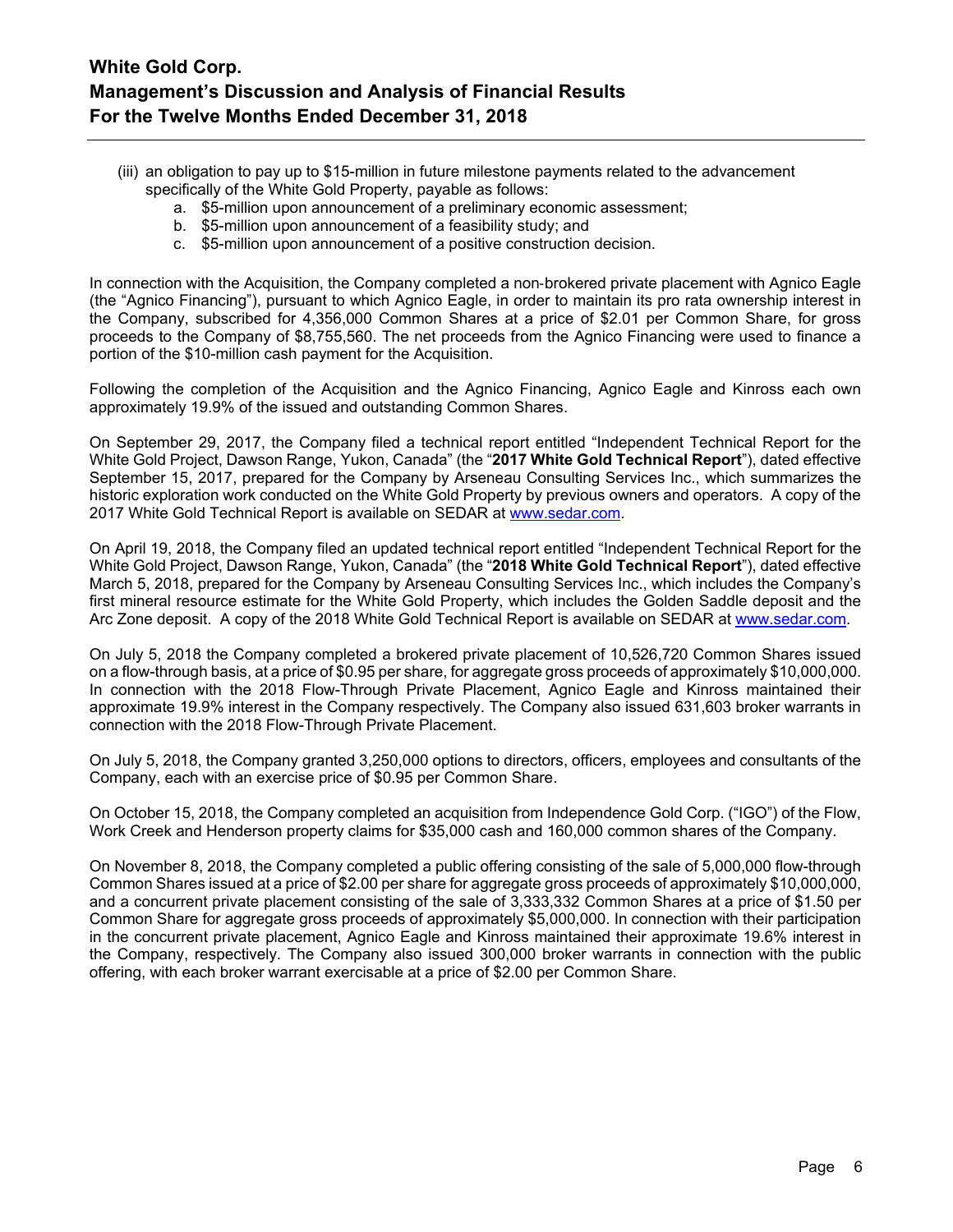(iii) an obligation to pay up to $15-million in future milestone payments related to the advancement specifically of the White Gold Property, payable as follows:
   a. $5-million upon announcement of a preliminary economic assessment;
   b. $5-million upon announcement of a feasibility study; and
   c. $5-million upon announcement of a positive construction decision.

In connection with the Acquisition, the Company completed a non-brokered private placement with Agnico Eagle (the "Agnico Financing"), pursuant to which Agnico Eagle, in order to maintain its pro rata ownership interest in the Company, subscribed for 4,356,000 Common Shares at a price of $2.01 per Common Share, for gross proceeds to the Company of $8,755,560. The net proceeds from the Agnico Financing were used to finance a portion of the $10-million cash payment for the Acquisition.

Following the completion of the Acquisition and the Agnico Financing, Agnico Eagle and Kinross each own approximately 19.9% of the issued and outstanding Common Shares.

On September 29, 2017, the Company filed a technical report entitled "Independent Technical Report for the White Gold Project, Dawson Range, Yukon, Canada" (the "**2017 White Gold Technical Report**"), dated effective September 15, 2017, prepared for the Company by Arseneau Consulting Services Inc., which summarizes the historic exploration work conducted on the White Gold Property by previous owners and operators. A copy of the 2017 White Gold Technical Report is available on SEDAR at www.sedar.com.

On April 19, 2018, the Company filed an updated technical report entitled "Independent Technical Report for the White Gold Project, Dawson Range, Yukon, Canada" (the "**2018 White Gold Technical Report**"), dated effective March 5, 2018, prepared for the Company by Arseneau Consulting Services Inc., which includes the Company's first mineral resource estimate for the White Gold Property, which includes the Golden Saddle deposit and the Arc Zone deposit. A copy of the 2018 White Gold Technical Report is available on SEDAR at www.sedar.com.

On July 5, 2018 the Company completed a brokered private placement of 10,526,720 Common Shares issued on a flow-through basis, at a price of $0.95 per share, for aggregate gross proceeds of approximately $10,000,000. In connection with the 2018 Flow-Through Private Placement, Agnico Eagle and Kinross maintained their approximate 19.9% interest in the Company respectively. The Company also issued 631,603 broker warrants in connection with the 2018 Flow-Through Private Placement.

On July 5, 2018, the Company granted 3,250,000 options to directors, officers, employees and consultants of the Company, each with an exercise price of $0.95 per Common Share.

On October 15, 2018, the Company completed an acquisition from Independence Gold Corp. ("IGO") of the Flow, Work Creek and Henderson property claims for $35,000 cash and 160,000 common shares of the Company.

On November 8, 2018, the Company completed a public offering consisting of the sale of 5,000,000 flow-through Common Shares issued at a price of $2.00 per share for aggregate gross proceeds of approximately $10,000,000, and a concurrent private placement consisting of the sale of 3,333,332 Common Shares at a price of $1.50 per Common Share for aggregate gross proceeds of approximately $5,000,000. In connection with their participation in the concurrent private placement, Agnico Eagle and Kinross maintained their approximate 19.6% interest in the Company, respectively. The Company also issued 300,000 broker warrants in connection with the public offering, with each broker warrant exercisable at a price of $2.00 per Common Share.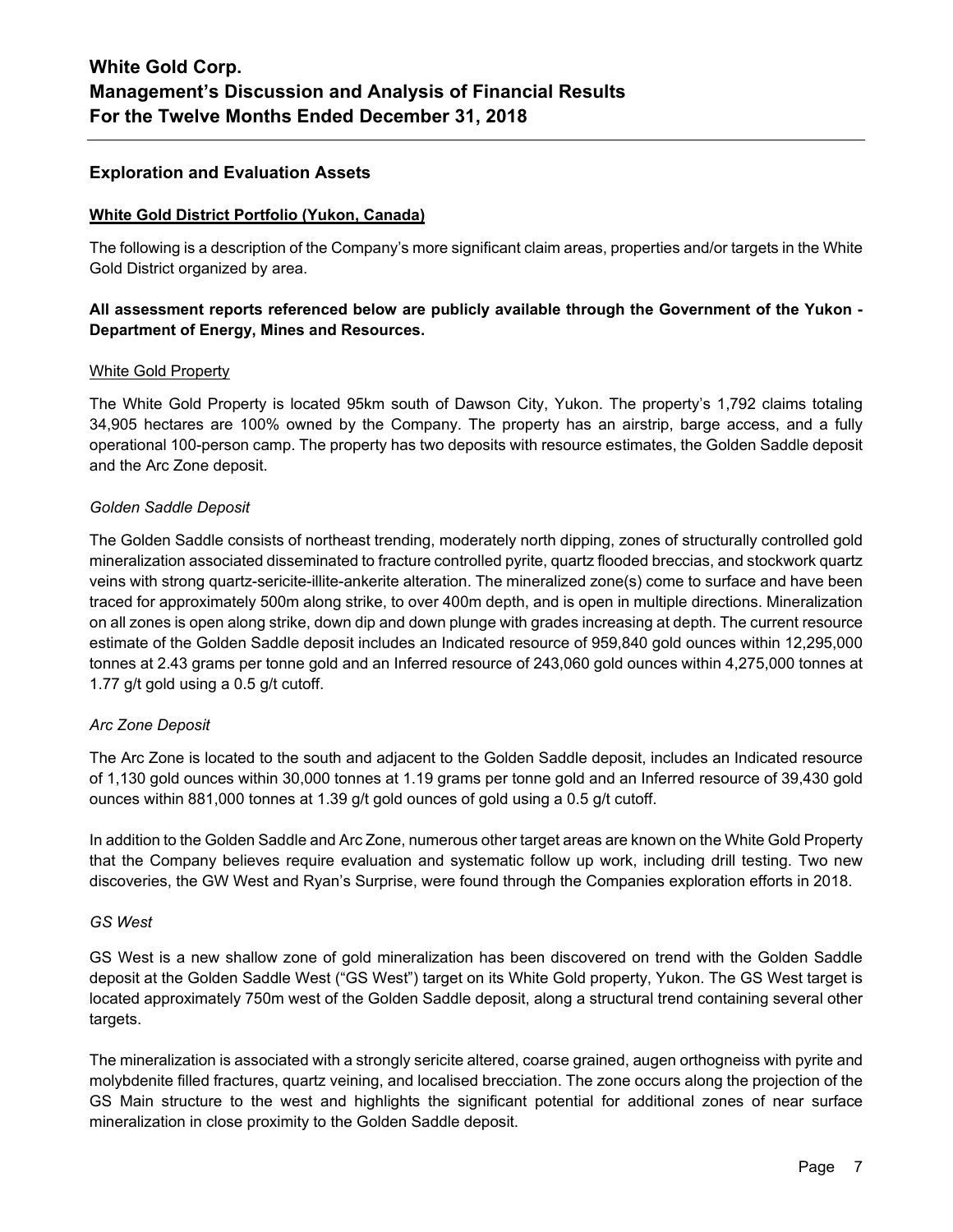## Exploration and Evaluation Assets

**<u>White Gold District Portfolio (Yukon, Canada)</u>**

The following is a description of the Company's more significant claim areas, properties and/or targets in the White Gold District organized by area.

**All assessment reports referenced below are publicly available through the Government of the Yukon - Department of Energy, Mines and Resources.**

<u>White Gold Property</u>

The White Gold Property is located 95km south of Dawson City, Yukon. The property's 1,792 claims totaling 34,905 hectares are 100% owned by the Company. The property has an airstrip, barge access, and a fully operational 100-person camp. The property has two deposits with resource estimates, the Golden Saddle deposit and the Arc Zone deposit.

*Golden Saddle Deposit*

The Golden Saddle consists of northeast trending, moderately north dipping, zones of structurally controlled gold mineralization associated disseminated to fracture controlled pyrite, quartz flooded breccias, and stockwork quartz veins with strong quartz-sericite-illite-ankerite alteration. The mineralized zone(s) come to surface and have been traced for approximately 500m along strike, to over 400m depth, and is open in multiple directions. Mineralization on all zones is open along strike, down dip and down plunge with grades increasing at depth. The current resource estimate of the Golden Saddle deposit includes an Indicated resource of 959,840 gold ounces within 12,295,000 tonnes at 2.43 grams per tonne gold and an Inferred resource of 243,060 gold ounces within 4,275,000 tonnes at 1.77 g/t gold using a 0.5 g/t cutoff.

*Arc Zone Deposit*

The Arc Zone is located to the south and adjacent to the Golden Saddle deposit, includes an Indicated resource of 1,130 gold ounces within 30,000 tonnes at 1.19 grams per tonne gold and an Inferred resource of 39,430 gold ounces within 881,000 tonnes at 1.39 g/t gold ounces of gold using a 0.5 g/t cutoff.

In addition to the Golden Saddle and Arc Zone, numerous other target areas are known on the White Gold Property that the Company believes require evaluation and systematic follow up work, including drill testing. Two new discoveries, the GW West and Ryan's Surprise, were found through the Companies exploration efforts in 2018.

*GS West*

GS West is a new shallow zone of gold mineralization has been discovered on trend with the Golden Saddle deposit at the Golden Saddle West ("GS West") target on its White Gold property, Yukon. The GS West target is located approximately 750m west of the Golden Saddle deposit, along a structural trend containing several other targets.

The mineralization is associated with a strongly sericite altered, coarse grained, augen orthogneiss with pyrite and molybdenite filled fractures, quartz veining, and localised brecciation. The zone occurs along the projection of the GS Main structure to the west and highlights the significant potential for additional zones of near surface mineralization in close proximity to the Golden Saddle deposit.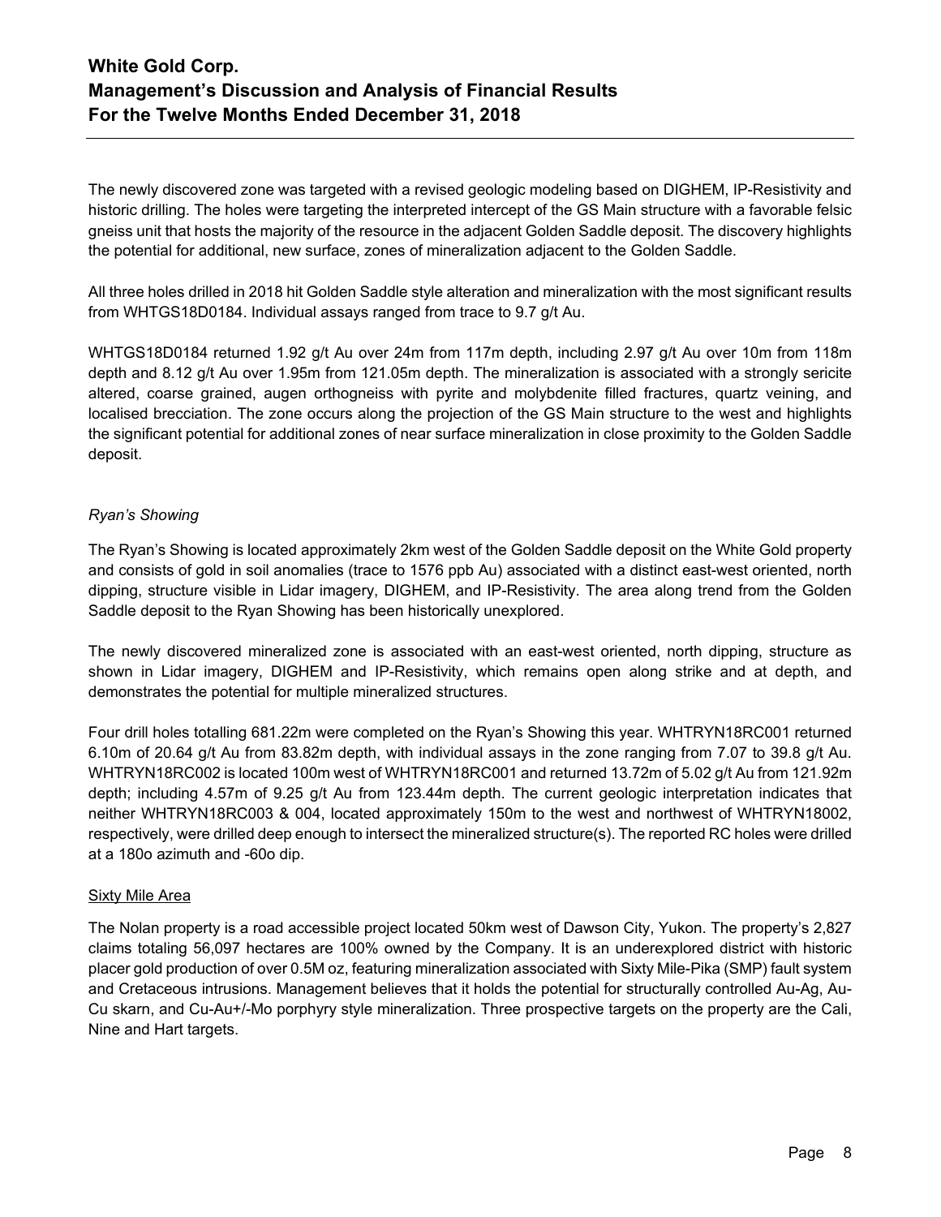The newly discovered zone was targeted with a revised geologic modeling based on DIGHEM, IP-Resistivity and historic drilling. The holes were targeting the interpreted intercept of the GS Main structure with a favorable felsic gneiss unit that hosts the majority of the resource in the adjacent Golden Saddle deposit. The discovery highlights the potential for additional, new surface, zones of mineralization adjacent to the Golden Saddle.

All three holes drilled in 2018 hit Golden Saddle style alteration and mineralization with the most significant results from WHTGS18D0184. Individual assays ranged from trace to 9.7 g/t Au.

WHTGS18D0184 returned 1.92 g/t Au over 24m from 117m depth, including 2.97 g/t Au over 10m from 118m depth and 8.12 g/t Au over 1.95m from 121.05m depth. The mineralization is associated with a strongly sericite altered, coarse grained, augen orthogneiss with pyrite and molybdenite filled fractures, quartz veining, and localised brecciation. The zone occurs along the projection of the GS Main structure to the west and highlights the significant potential for additional zones of near surface mineralization in close proximity to the Golden Saddle deposit.

*Ryan's Showing*

The Ryan's Showing is located approximately 2km west of the Golden Saddle deposit on the White Gold property and consists of gold in soil anomalies (trace to 1576 ppb Au) associated with a distinct east-west oriented, north dipping, structure visible in Lidar imagery, DIGHEM, and IP-Resistivity. The area along trend from the Golden Saddle deposit to the Ryan Showing has been historically unexplored.

The newly discovered mineralized zone is associated with an east-west oriented, north dipping, structure as shown in Lidar imagery, DIGHEM and IP-Resistivity, which remains open along strike and at depth, and demonstrates the potential for multiple mineralized structures.

Four drill holes totalling 681.22m were completed on the Ryan's Showing this year. WHTRYN18RC001 returned 6.10m of 20.64 g/t Au from 83.82m depth, with individual assays in the zone ranging from 7.07 to 39.8 g/t Au. WHTRYN18RC002 is located 100m west of WHTRYN18RC001 and returned 13.72m of 5.02 g/t Au from 121.92m depth; including 4.57m of 9.25 g/t Au from 123.44m depth. The current geologic interpretation indicates that neither WHTRYN18RC003 & 004, located approximately 150m to the west and northwest of WHTRYN18002, respectively, were drilled deep enough to intersect the mineralized structure(s). The reported RC holes were drilled at a 180o azimuth and -60o dip.

<u>Sixty Mile Area</u>

The Nolan property is a road accessible project located 50km west of Dawson City, Yukon. The property's 2,827 claims totaling 56,097 hectares are 100% owned by the Company. It is an underexplored district with historic placer gold production of over 0.5M oz, featuring mineralization associated with Sixty Mile-Pika (SMP) fault system and Cretaceous intrusions. Management believes that it holds the potential for structurally controlled Au-Ag, Au-Cu skarn, and Cu-Au+/-Mo porphyry style mineralization. Three prospective targets on the property are the Cali, Nine and Hart targets.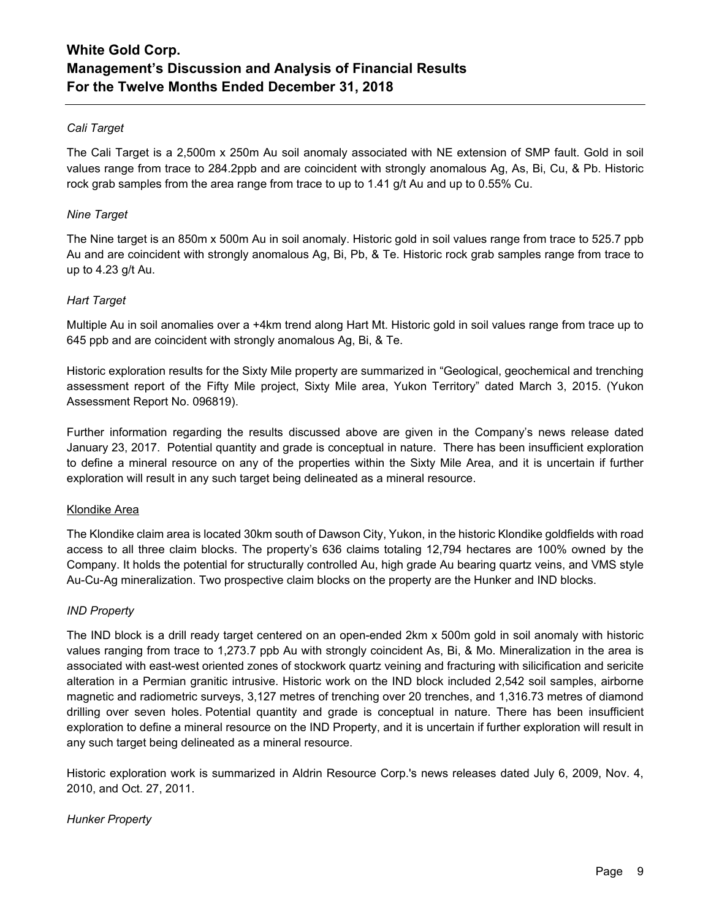*Cali Target*

The Cali Target is a 2,500m x 250m Au soil anomaly associated with NE extension of SMP fault. Gold in soil values range from trace to 284.2ppb and are coincident with strongly anomalous Ag, As, Bi, Cu, & Pb. Historic rock grab samples from the area range from trace to up to 1.41 g/t Au and up to 0.55% Cu.

*Nine Target*

The Nine target is an 850m x 500m Au in soil anomaly. Historic gold in soil values range from trace to 525.7 ppb Au and are coincident with strongly anomalous Ag, Bi, Pb, & Te. Historic rock grab samples range from trace to up to 4.23 g/t Au.

*Hart Target*

Multiple Au in soil anomalies over a +4km trend along Hart Mt. Historic gold in soil values range from trace up to 645 ppb and are coincident with strongly anomalous Ag, Bi, & Te.

Historic exploration results for the Sixty Mile property are summarized in "Geological, geochemical and trenching assessment report of the Fifty Mile project, Sixty Mile area, Yukon Territory" dated March 3, 2015. (Yukon Assessment Report No. 096819).

Further information regarding the results discussed above are given in the Company's news release dated January 23, 2017. Potential quantity and grade is conceptual in nature. There has been insufficient exploration to define a mineral resource on any of the properties within the Sixty Mile Area, and it is uncertain if further exploration will result in any such target being delineated as a mineral resource.

Klondike Area

The Klondike claim area is located 30km south of Dawson City, Yukon, in the historic Klondike goldfields with road access to all three claim blocks. The property's 636 claims totaling 12,794 hectares are 100% owned by the Company. It holds the potential for structurally controlled Au, high grade Au bearing quartz veins, and VMS style Au-Cu-Ag mineralization. Two prospective claim blocks on the property are the Hunker and IND blocks.

*IND Property*

The IND block is a drill ready target centered on an open-ended 2km x 500m gold in soil anomaly with historic values ranging from trace to 1,273.7 ppb Au with strongly coincident As, Bi, & Mo. Mineralization in the area is associated with east-west oriented zones of stockwork quartz veining and fracturing with silicification and sericite alteration in a Permian granitic intrusive. Historic work on the IND block included 2,542 soil samples, airborne magnetic and radiometric surveys, 3,127 metres of trenching over 20 trenches, and 1,316.73 metres of diamond drilling over seven holes. Potential quantity and grade is conceptual in nature. There has been insufficient exploration to define a mineral resource on the IND Property, and it is uncertain if further exploration will result in any such target being delineated as a mineral resource.

Historic exploration work is summarized in Aldrin Resource Corp.'s news releases dated July 6, 2009, Nov. 4, 2010, and Oct. 27, 2011.

*Hunker Property*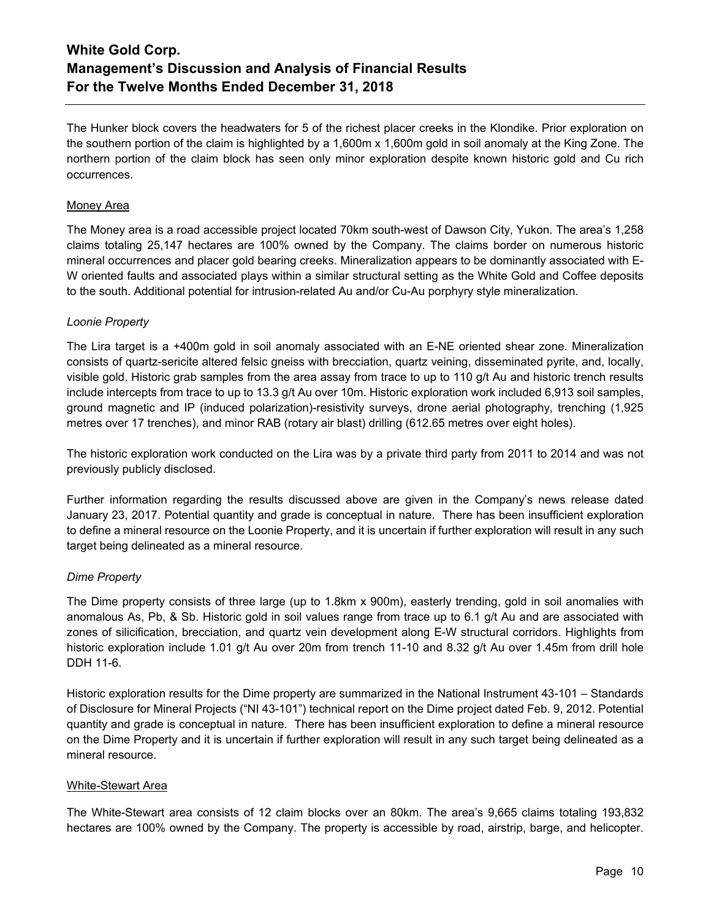The Hunker block covers the headwaters for 5 of the richest placer creeks in the Klondike. Prior exploration on the southern portion of the claim is highlighted by a 1,600m x 1,600m gold in soil anomaly at the King Zone. The northern portion of the claim block has seen only minor exploration despite known historic gold and Cu rich occurrences.

<u>Money Area</u>

The Money area is a road accessible project located 70km south-west of Dawson City, Yukon. The area's 1,258 claims totaling 25,147 hectares are 100% owned by the Company. The claims border on numerous historic mineral occurrences and placer gold bearing creeks. Mineralization appears to be dominantly associated with E-W oriented faults and associated plays within a similar structural setting as the White Gold and Coffee deposits to the south. Additional potential for intrusion-related Au and/or Cu-Au porphyry style mineralization.

*Loonie Property*

The Lira target is a +400m gold in soil anomaly associated with an E-NE oriented shear zone. Mineralization consists of quartz-sericite altered felsic gneiss with brecciation, quartz veining, disseminated pyrite, and, locally, visible gold. Historic grab samples from the area assay from trace to up to 110 g/t Au and historic trench results include intercepts from trace to up to 13.3 g/t Au over 10m. Historic exploration work included 6,913 soil samples, ground magnetic and IP (induced polarization)-resistivity surveys, drone aerial photography, trenching (1,925 metres over 17 trenches), and minor RAB (rotary air blast) drilling (612.65 metres over eight holes).

The historic exploration work conducted on the Lira was by a private third party from 2011 to 2014 and was not previously publicly disclosed.

Further information regarding the results discussed above are given in the Company's news release dated January 23, 2017. Potential quantity and grade is conceptual in nature. There has been insufficient exploration to define a mineral resource on the Loonie Property, and it is uncertain if further exploration will result in any such target being delineated as a mineral resource.

*Dime Property*

The Dime property consists of three large (up to 1.8km x 900m), easterly trending, gold in soil anomalies with anomalous As, Pb, & Sb. Historic gold in soil values range from trace up to 6.1 g/t Au and are associated with zones of silicification, brecciation, and quartz vein development along E-W structural corridors. Highlights from historic exploration include 1.01 g/t Au over 20m from trench 11-10 and 8.32 g/t Au over 1.45m from drill hole DDH 11-6.

Historic exploration results for the Dime property are summarized in the National Instrument 43-101 – Standards of Disclosure for Mineral Projects ("NI 43-101") technical report on the Dime project dated Feb. 9, 2012. Potential quantity and grade is conceptual in nature. There has been insufficient exploration to define a mineral resource on the Dime Property and it is uncertain if further exploration will result in any such target being delineated as a mineral resource.

<u>White-Stewart Area</u>

The White-Stewart area consists of 12 claim blocks over an 80km. The area's 9,665 claims totaling 193,832 hectares are 100% owned by the Company. The property is accessible by road, airstrip, barge, and helicopter.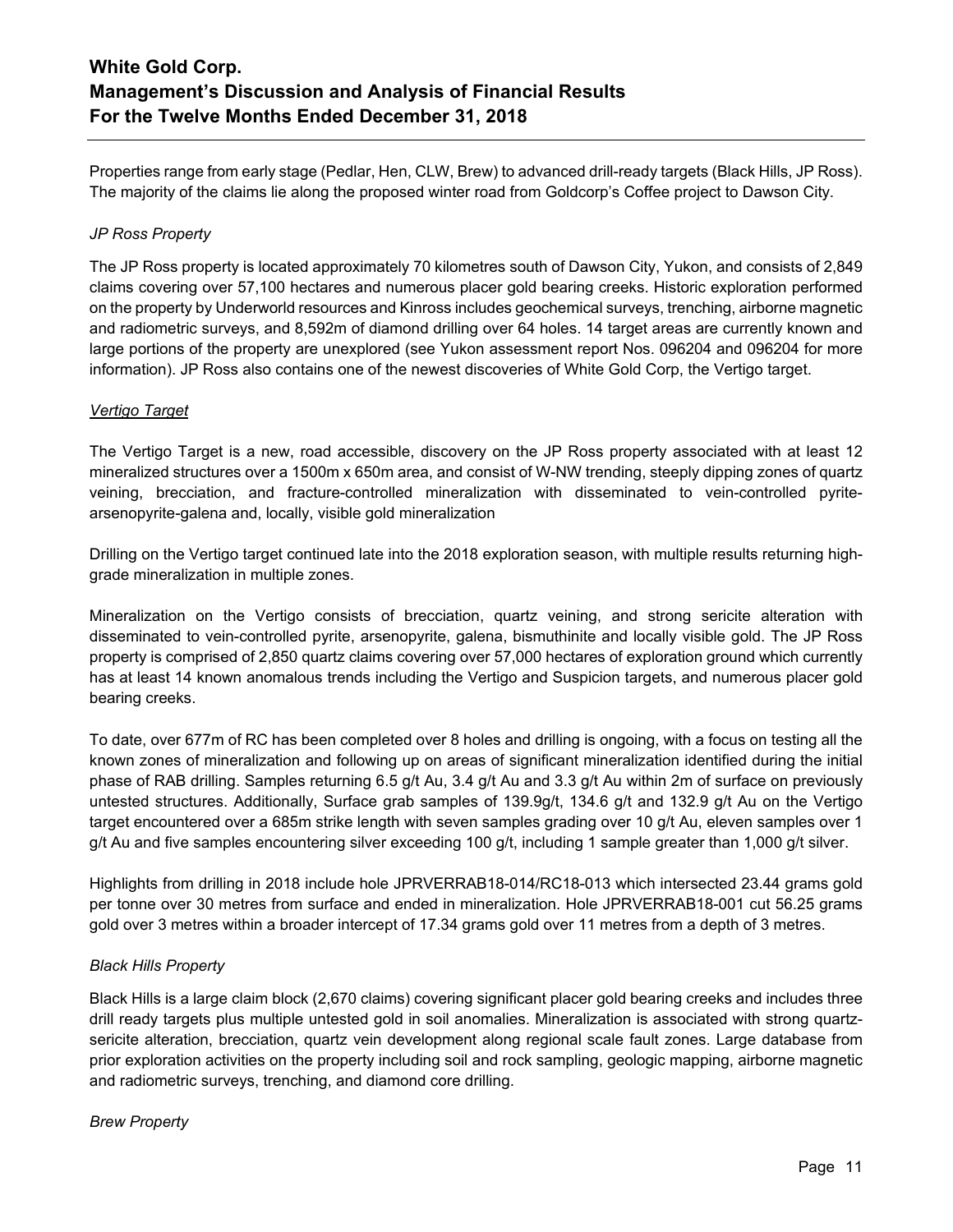Properties range from early stage (Pedlar, Hen, CLW, Brew) to advanced drill-ready targets (Black Hills, JP Ross). The majority of the claims lie along the proposed winter road from Goldcorp's Coffee project to Dawson City.

*JP Ross Property*

The JP Ross property is located approximately 70 kilometres south of Dawson City, Yukon, and consists of 2,849 claims covering over 57,100 hectares and numerous placer gold bearing creeks. Historic exploration performed on the property by Underworld resources and Kinross includes geochemical surveys, trenching, airborne magnetic and radiometric surveys, and 8,592m of diamond drilling over 64 holes. 14 target areas are currently known and large portions of the property are unexplored (see Yukon assessment report Nos. 096204 and 096204 for more information). JP Ross also contains one of the newest discoveries of White Gold Corp, the Vertigo target.

*Vertigo Target*

The Vertigo Target is a new, road accessible, discovery on the JP Ross property associated with at least 12 mineralized structures over a 1500m x 650m area, and consist of W-NW trending, steeply dipping zones of quartz veining, brecciation, and fracture-controlled mineralization with disseminated to vein-controlled pyrite-arsenopyrite-galena and, locally, visible gold mineralization

Drilling on the Vertigo target continued late into the 2018 exploration season, with multiple results returning high-grade mineralization in multiple zones.

Mineralization on the Vertigo consists of brecciation, quartz veining, and strong sericite alteration with disseminated to vein-controlled pyrite, arsenopyrite, galena, bismuthinite and locally visible gold. The JP Ross property is comprised of 2,850 quartz claims covering over 57,000 hectares of exploration ground which currently has at least 14 known anomalous trends including the Vertigo and Suspicion targets, and numerous placer gold bearing creeks.

To date, over 677m of RC has been completed over 8 holes and drilling is ongoing, with a focus on testing all the known zones of mineralization and following up on areas of significant mineralization identified during the initial phase of RAB drilling. Samples returning 6.5 g/t Au, 3.4 g/t Au and 3.3 g/t Au within 2m of surface on previously untested structures. Additionally, Surface grab samples of 139.9g/t, 134.6 g/t and 132.9 g/t Au on the Vertigo target encountered over a 685m strike length with seven samples grading over 10 g/t Au, eleven samples over 1 g/t Au and five samples encountering silver exceeding 100 g/t, including 1 sample greater than 1,000 g/t silver.

Highlights from drilling in 2018 include hole JPRVERRAB18-014/RC18-013 which intersected 23.44 grams gold per tonne over 30 metres from surface and ended in mineralization. Hole JPRVERRAB18-001 cut 56.25 grams gold over 3 metres within a broader intercept of 17.34 grams gold over 11 metres from a depth of 3 metres.

*Black Hills Property*

Black Hills is a large claim block (2,670 claims) covering significant placer gold bearing creeks and includes three drill ready targets plus multiple untested gold in soil anomalies. Mineralization is associated with strong quartz-sericite alteration, brecciation, quartz vein development along regional scale fault zones. Large database from prior exploration activities on the property including soil and rock sampling, geologic mapping, airborne magnetic and radiometric surveys, trenching, and diamond core drilling.

*Brew Property*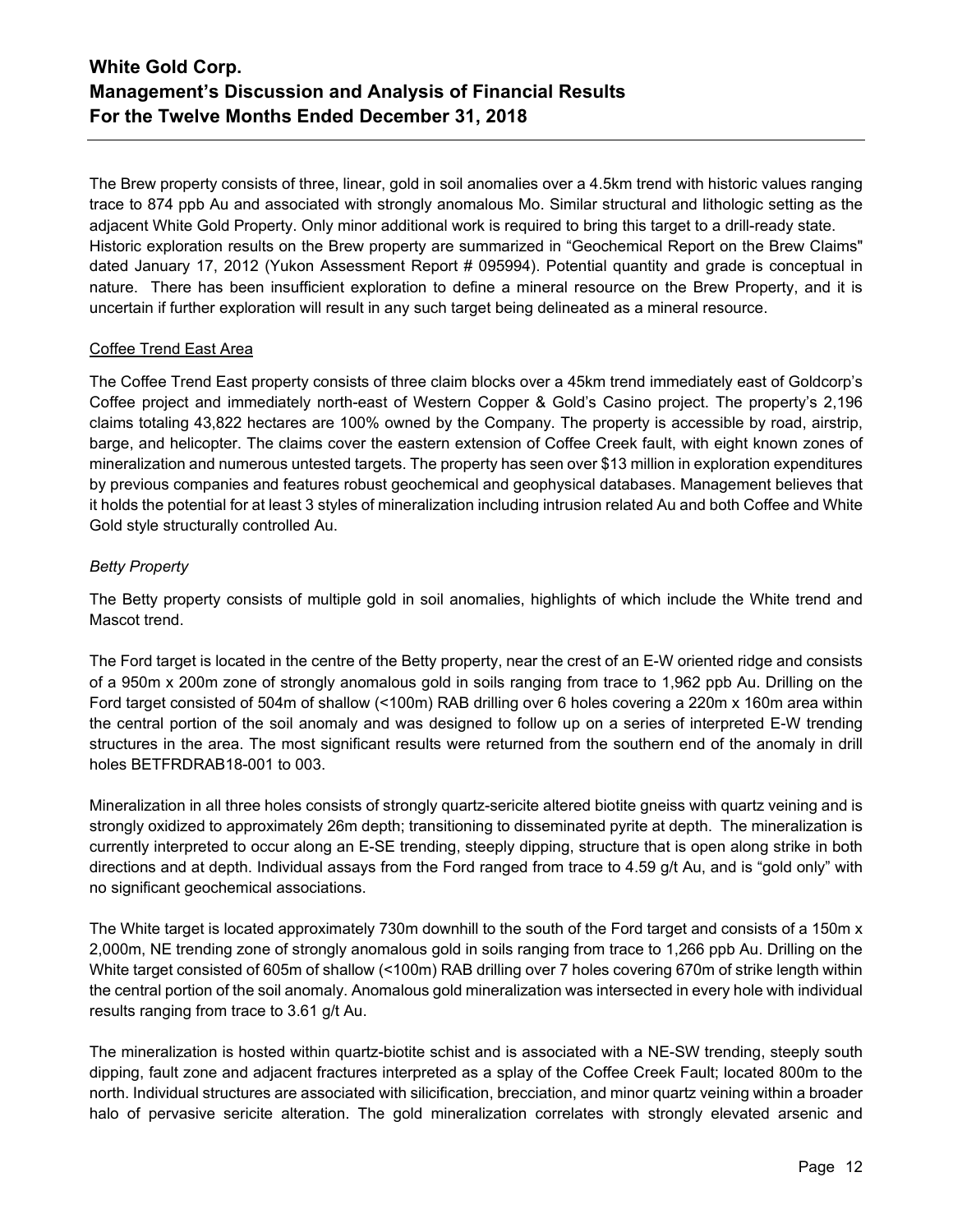The Brew property consists of three, linear, gold in soil anomalies over a 4.5km trend with historic values ranging trace to 874 ppb Au and associated with strongly anomalous Mo. Similar structural and lithologic setting as the adjacent White Gold Property. Only minor additional work is required to bring this target to a drill-ready state. Historic exploration results on the Brew property are summarized in "Geochemical Report on the Brew Claims" dated January 17, 2012 (Yukon Assessment Report # 095994). Potential quantity and grade is conceptual in nature. There has been insufficient exploration to define a mineral resource on the Brew Property, and it is uncertain if further exploration will result in any such target being delineated as a mineral resource.

Coffee Trend East Area

The Coffee Trend East property consists of three claim blocks over a 45km trend immediately east of Goldcorp's Coffee project and immediately north-east of Western Copper & Gold's Casino project. The property's 2,196 claims totaling 43,822 hectares are 100% owned by the Company. The property is accessible by road, airstrip, barge, and helicopter. The claims cover the eastern extension of Coffee Creek fault, with eight known zones of mineralization and numerous untested targets. The property has seen over $13 million in exploration expenditures by previous companies and features robust geochemical and geophysical databases. Management believes that it holds the potential for at least 3 styles of mineralization including intrusion related Au and both Coffee and White Gold style structurally controlled Au.

*Betty Property*

The Betty property consists of multiple gold in soil anomalies, highlights of which include the White trend and Mascot trend.

The Ford target is located in the centre of the Betty property, near the crest of an E-W oriented ridge and consists of a 950m x 200m zone of strongly anomalous gold in soils ranging from trace to 1,962 ppb Au. Drilling on the Ford target consisted of 504m of shallow (<100m) RAB drilling over 6 holes covering a 220m x 160m area within the central portion of the soil anomaly and was designed to follow up on a series of interpreted E-W trending structures in the area. The most significant results were returned from the southern end of the anomaly in drill holes BETFRDRAB18-001 to 003.

Mineralization in all three holes consists of strongly quartz-sericite altered biotite gneiss with quartz veining and is strongly oxidized to approximately 26m depth; transitioning to disseminated pyrite at depth. The mineralization is currently interpreted to occur along an E-SE trending, steeply dipping, structure that is open along strike in both directions and at depth. Individual assays from the Ford ranged from trace to 4.59 g/t Au, and is "gold only" with no significant geochemical associations.

The White target is located approximately 730m downhill to the south of the Ford target and consists of a 150m x 2,000m, NE trending zone of strongly anomalous gold in soils ranging from trace to 1,266 ppb Au. Drilling on the White target consisted of 605m of shallow (<100m) RAB drilling over 7 holes covering 670m of strike length within the central portion of the soil anomaly. Anomalous gold mineralization was intersected in every hole with individual results ranging from trace to 3.61 g/t Au.

The mineralization is hosted within quartz-biotite schist and is associated with a NE-SW trending, steeply south dipping, fault zone and adjacent fractures interpreted as a splay of the Coffee Creek Fault; located 800m to the north. Individual structures are associated with silicification, brecciation, and minor quartz veining within a broader halo of pervasive sericite alteration. The gold mineralization correlates with strongly elevated arsenic and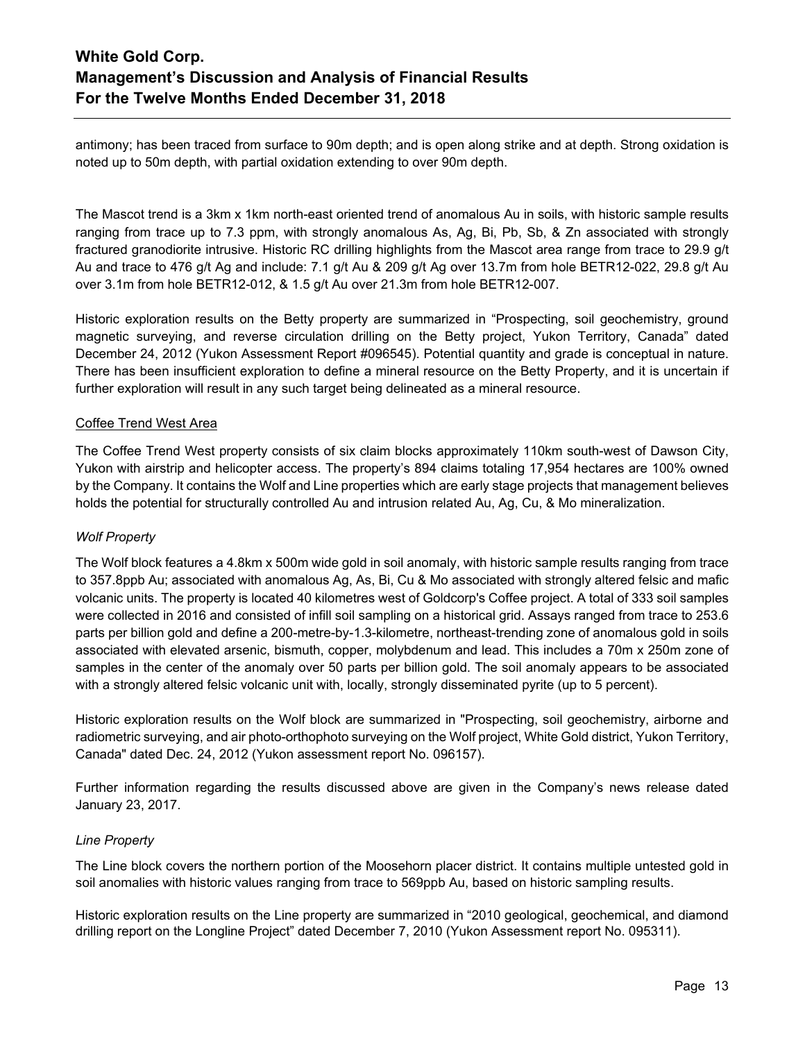antimony; has been traced from surface to 90m depth; and is open along strike and at depth. Strong oxidation is noted up to 50m depth, with partial oxidation extending to over 90m depth.

The Mascot trend is a 3km x 1km north-east oriented trend of anomalous Au in soils, with historic sample results ranging from trace up to 7.3 ppm, with strongly anomalous As, Ag, Bi, Pb, Sb, & Zn associated with strongly fractured granodiorite intrusive. Historic RC drilling highlights from the Mascot area range from trace to 29.9 g/t Au and trace to 476 g/t Ag and include: 7.1 g/t Au & 209 g/t Ag over 13.7m from hole BETR12-022, 29.8 g/t Au over 3.1m from hole BETR12-012, & 1.5 g/t Au over 21.3m from hole BETR12-007.

Historic exploration results on the Betty property are summarized in "Prospecting, soil geochemistry, ground magnetic surveying, and reverse circulation drilling on the Betty project, Yukon Territory, Canada" dated December 24, 2012 (Yukon Assessment Report #096545). Potential quantity and grade is conceptual in nature. There has been insufficient exploration to define a mineral resource on the Betty Property, and it is uncertain if further exploration will result in any such target being delineated as a mineral resource.

### Coffee Trend West Area

The Coffee Trend West property consists of six claim blocks approximately 110km south-west of Dawson City, Yukon with airstrip and helicopter access. The property's 894 claims totaling 17,954 hectares are 100% owned by the Company. It contains the Wolf and Line properties which are early stage projects that management believes holds the potential for structurally controlled Au and intrusion related Au, Ag, Cu, & Mo mineralization.

#### *Wolf Property*

The Wolf block features a 4.8km x 500m wide gold in soil anomaly, with historic sample results ranging from trace to 357.8ppb Au; associated with anomalous Ag, As, Bi, Cu & Mo associated with strongly altered felsic and mafic volcanic units. The property is located 40 kilometres west of Goldcorp's Coffee project. A total of 333 soil samples were collected in 2016 and consisted of infill soil sampling on a historical grid. Assays ranged from trace to 253.6 parts per billion gold and define a 200-metre-by-1.3-kilometre, northeast-trending zone of anomalous gold in soils associated with elevated arsenic, bismuth, copper, molybdenum and lead. This includes a 70m x 250m zone of samples in the center of the anomaly over 50 parts per billion gold. The soil anomaly appears to be associated with a strongly altered felsic volcanic unit with, locally, strongly disseminated pyrite (up to 5 percent).

Historic exploration results on the Wolf block are summarized in "Prospecting, soil geochemistry, airborne and radiometric surveying, and air photo-orthophoto surveying on the Wolf project, White Gold district, Yukon Territory, Canada" dated Dec. 24, 2012 (Yukon assessment report No. 096157).

Further information regarding the results discussed above are given in the Company's news release dated January 23, 2017.

#### *Line Property*

The Line block covers the northern portion of the Moosehorn placer district. It contains multiple untested gold in soil anomalies with historic values ranging from trace to 569ppb Au, based on historic sampling results.

Historic exploration results on the Line property are summarized in "2010 geological, geochemical, and diamond drilling report on the Longline Project" dated December 7, 2010 (Yukon Assessment report No. 095311).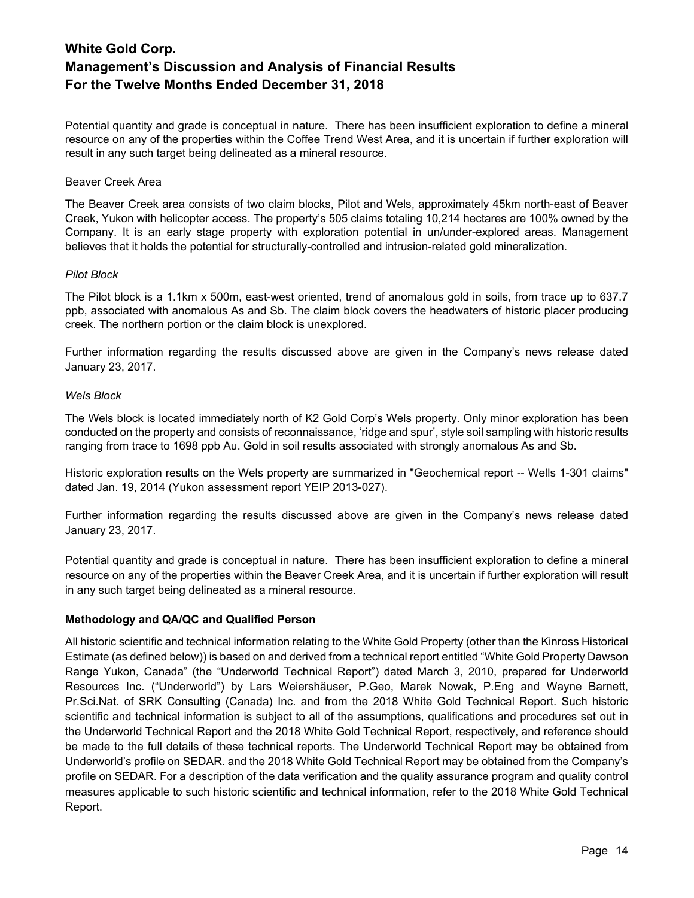Potential quantity and grade is conceptual in nature. There has been insufficient exploration to define a mineral resource on any of the properties within the Coffee Trend West Area, and it is uncertain if further exploration will result in any such target being delineated as a mineral resource.

Beaver Creek Area

The Beaver Creek area consists of two claim blocks, Pilot and Wels, approximately 45km north-east of Beaver Creek, Yukon with helicopter access. The property's 505 claims totaling 10,214 hectares are 100% owned by the Company. It is an early stage property with exploration potential in un/under-explored areas. Management believes that it holds the potential for structurally-controlled and intrusion-related gold mineralization.

*Pilot Block*

The Pilot block is a 1.1km x 500m, east-west oriented, trend of anomalous gold in soils, from trace up to 637.7 ppb, associated with anomalous As and Sb. The claim block covers the headwaters of historic placer producing creek. The northern portion or the claim block is unexplored.

Further information regarding the results discussed above are given in the Company's news release dated January 23, 2017.

*Wels Block*

The Wels block is located immediately north of K2 Gold Corp's Wels property. Only minor exploration has been conducted on the property and consists of reconnaissance, 'ridge and spur', style soil sampling with historic results ranging from trace to 1698 ppb Au. Gold in soil results associated with strongly anomalous As and Sb.

Historic exploration results on the Wels property are summarized in "Geochemical report -- Wells 1-301 claims" dated Jan. 19, 2014 (Yukon assessment report YEIP 2013-027).

Further information regarding the results discussed above are given in the Company's news release dated January 23, 2017.

Potential quantity and grade is conceptual in nature. There has been insufficient exploration to define a mineral resource on any of the properties within the Beaver Creek Area, and it is uncertain if further exploration will result in any such target being delineated as a mineral resource.

**Methodology and QA/QC and Qualified Person**

All historic scientific and technical information relating to the White Gold Property (other than the Kinross Historical Estimate (as defined below)) is based on and derived from a technical report entitled "White Gold Property Dawson Range Yukon, Canada" (the "Underworld Technical Report") dated March 3, 2010, prepared for Underworld Resources Inc. ("Underworld") by Lars Weiershäuser, P.Geo, Marek Nowak, P.Eng and Wayne Barnett, Pr.Sci.Nat. of SRK Consulting (Canada) Inc. and from the 2018 White Gold Technical Report. Such historic scientific and technical information is subject to all of the assumptions, qualifications and procedures set out in the Underworld Technical Report and the 2018 White Gold Technical Report, respectively, and reference should be made to the full details of these technical reports. The Underworld Technical Report may be obtained from Underworld's profile on SEDAR. and the 2018 White Gold Technical Report may be obtained from the Company's profile on SEDAR. For a description of the data verification and the quality assurance program and quality control measures applicable to such historic scientific and technical information, refer to the 2018 White Gold Technical Report.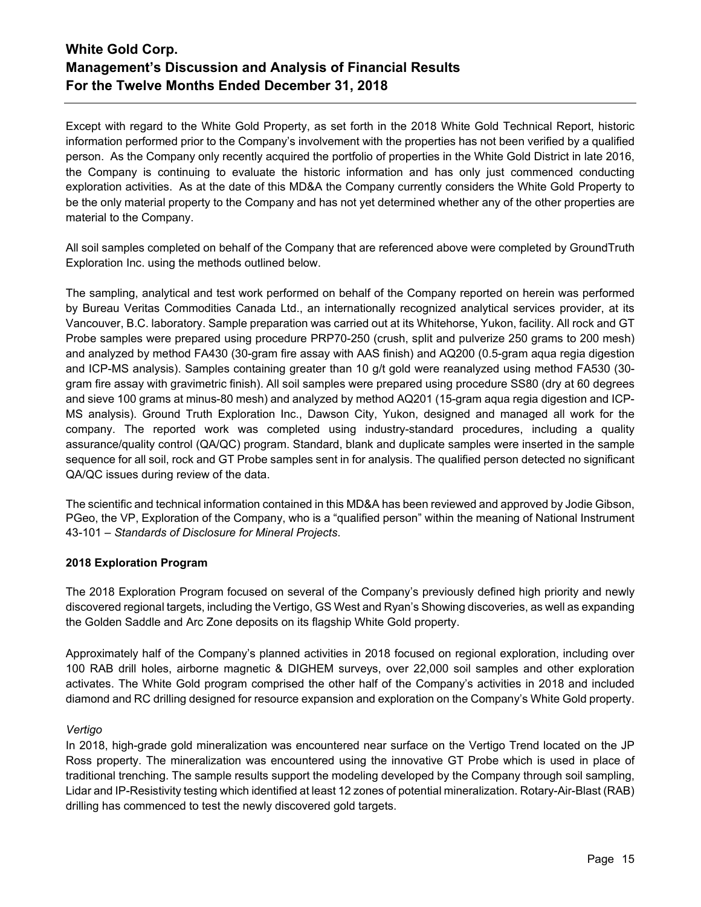Except with regard to the White Gold Property, as set forth in the 2018 White Gold Technical Report, historic information performed prior to the Company's involvement with the properties has not been verified by a qualified person. As the Company only recently acquired the portfolio of properties in the White Gold District in late 2016, the Company is continuing to evaluate the historic information and has only just commenced conducting exploration activities. As at the date of this MD&A the Company currently considers the White Gold Property to be the only material property to the Company and has not yet determined whether any of the other properties are material to the Company.

All soil samples completed on behalf of the Company that are referenced above were completed by GroundTruth Exploration Inc. using the methods outlined below.

The sampling, analytical and test work performed on behalf of the Company reported on herein was performed by Bureau Veritas Commodities Canada Ltd., an internationally recognized analytical services provider, at its Vancouver, B.C. laboratory. Sample preparation was carried out at its Whitehorse, Yukon, facility. All rock and GT Probe samples were prepared using procedure PRP70-250 (crush, split and pulverize 250 grams to 200 mesh) and analyzed by method FA430 (30-gram fire assay with AAS finish) and AQ200 (0.5-gram aqua regia digestion and ICP-MS analysis). Samples containing greater than 10 g/t gold were reanalyzed using method FA530 (30-gram fire assay with gravimetric finish). All soil samples were prepared using procedure SS80 (dry at 60 degrees and sieve 100 grams at minus-80 mesh) and analyzed by method AQ201 (15-gram aqua regia digestion and ICP-MS analysis). Ground Truth Exploration Inc., Dawson City, Yukon, designed and managed all work for the company. The reported work was completed using industry-standard procedures, including a quality assurance/quality control (QA/QC) program. Standard, blank and duplicate samples were inserted in the sample sequence for all soil, rock and GT Probe samples sent in for analysis. The qualified person detected no significant QA/QC issues during review of the data.

The scientific and technical information contained in this MD&A has been reviewed and approved by Jodie Gibson, PGeo, the VP, Exploration of the Company, who is a "qualified person" within the meaning of National Instrument 43-101 – *Standards of Disclosure for Mineral Projects*.

**2018 Exploration Program**

The 2018 Exploration Program focused on several of the Company's previously defined high priority and newly discovered regional targets, including the Vertigo, GS West and Ryan's Showing discoveries, as well as expanding the Golden Saddle and Arc Zone deposits on its flagship White Gold property.

Approximately half of the Company's planned activities in 2018 focused on regional exploration, including over 100 RAB drill holes, airborne magnetic & DIGHEM surveys, over 22,000 soil samples and other exploration activates. The White Gold program comprised the other half of the Company's activities in 2018 and included diamond and RC drilling designed for resource expansion and exploration on the Company's White Gold property.

*Vertigo*

In 2018, high-grade gold mineralization was encountered near surface on the Vertigo Trend located on the JP Ross property. The mineralization was encountered using the innovative GT Probe which is used in place of traditional trenching. The sample results support the modeling developed by the Company through soil sampling, Lidar and IP-Resistivity testing which identified at least 12 zones of potential mineralization. Rotary-Air-Blast (RAB) drilling has commenced to test the newly discovered gold targets.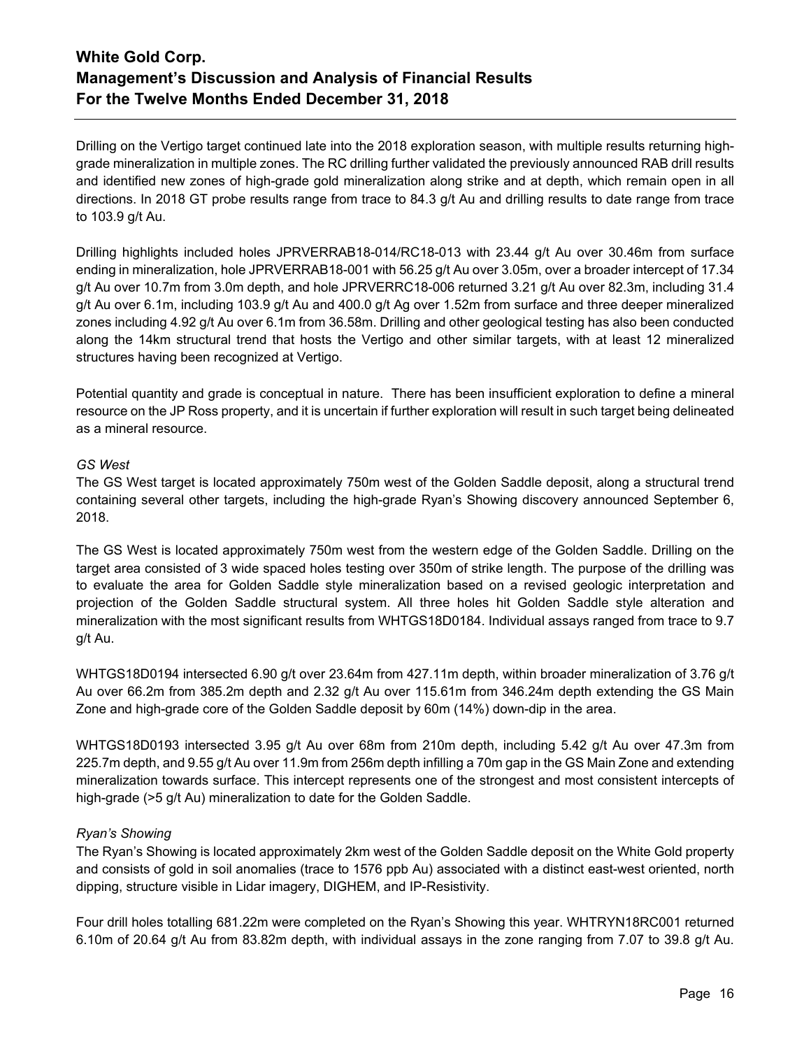Drilling on the Vertigo target continued late into the 2018 exploration season, with multiple results returning high-grade mineralization in multiple zones. The RC drilling further validated the previously announced RAB drill results and identified new zones of high-grade gold mineralization along strike and at depth, which remain open in all directions. In 2018 GT probe results range from trace to 84.3 g/t Au and drilling results to date range from trace to 103.9 g/t Au.

Drilling highlights included holes JPRVERRAB18-014/RC18-013 with 23.44 g/t Au over 30.46m from surface ending in mineralization, hole JPRVERRAB18-001 with 56.25 g/t Au over 3.05m, over a broader intercept of 17.34 g/t Au over 10.7m from 3.0m depth, and hole JPRVERRC18-006 returned 3.21 g/t Au over 82.3m, including 31.4 g/t Au over 6.1m, including 103.9 g/t Au and 400.0 g/t Ag over 1.52m from surface and three deeper mineralized zones including 4.92 g/t Au over 6.1m from 36.58m. Drilling and other geological testing has also been conducted along the 14km structural trend that hosts the Vertigo and other similar targets, with at least 12 mineralized structures having been recognized at Vertigo.

Potential quantity and grade is conceptual in nature. There has been insufficient exploration to define a mineral resource on the JP Ross property, and it is uncertain if further exploration will result in such target being delineated as a mineral resource.

*GS West*

The GS West target is located approximately 750m west of the Golden Saddle deposit, along a structural trend containing several other targets, including the high-grade Ryan's Showing discovery announced September 6, 2018.

The GS West is located approximately 750m west from the western edge of the Golden Saddle. Drilling on the target area consisted of 3 wide spaced holes testing over 350m of strike length. The purpose of the drilling was to evaluate the area for Golden Saddle style mineralization based on a revised geologic interpretation and projection of the Golden Saddle structural system. All three holes hit Golden Saddle style alteration and mineralization with the most significant results from WHTGS18D0184. Individual assays ranged from trace to 9.7 g/t Au.

WHTGS18D0194 intersected 6.90 g/t over 23.64m from 427.11m depth, within broader mineralization of 3.76 g/t Au over 66.2m from 385.2m depth and 2.32 g/t Au over 115.61m from 346.24m depth extending the GS Main Zone and high-grade core of the Golden Saddle deposit by 60m (14%) down-dip in the area.

WHTGS18D0193 intersected 3.95 g/t Au over 68m from 210m depth, including 5.42 g/t Au over 47.3m from 225.7m depth, and 9.55 g/t Au over 11.9m from 256m depth infilling a 70m gap in the GS Main Zone and extending mineralization towards surface. This intercept represents one of the strongest and most consistent intercepts of high-grade (>5 g/t Au) mineralization to date for the Golden Saddle.

*Ryan's Showing*

The Ryan's Showing is located approximately 2km west of the Golden Saddle deposit on the White Gold property and consists of gold in soil anomalies (trace to 1576 ppb Au) associated with a distinct east-west oriented, north dipping, structure visible in Lidar imagery, DIGHEM, and IP-Resistivity.

Four drill holes totalling 681.22m were completed on the Ryan's Showing this year. WHTRYN18RC001 returned 6.10m of 20.64 g/t Au from 83.82m depth, with individual assays in the zone ranging from 7.07 to 39.8 g/t Au.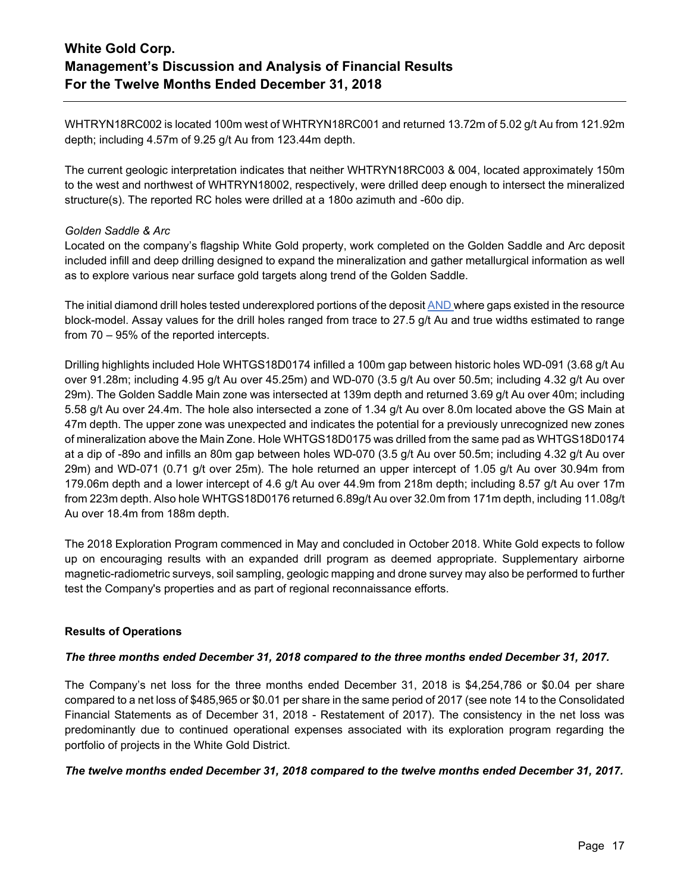WHTRYN18RC002 is located 100m west of WHTRYN18RC001 and returned 13.72m of 5.02 g/t Au from 121.92m depth; including 4.57m of 9.25 g/t Au from 123.44m depth.

The current geologic interpretation indicates that neither WHTRYN18RC003 & 004, located approximately 150m to the west and northwest of WHTRYN18002, respectively, were drilled deep enough to intersect the mineralized structure(s). The reported RC holes were drilled at a 180o azimuth and -60o dip.

*Golden Saddle & Arc*

Located on the company's flagship White Gold property, work completed on the Golden Saddle and Arc deposit included infill and deep drilling designed to expand the mineralization and gather metallurgical information as well as to explore various near surface gold targets along trend of the Golden Saddle.

The initial diamond drill holes tested underexplored portions of the deposit AND where gaps existed in the resource block-model. Assay values for the drill holes ranged from trace to 27.5 g/t Au and true widths estimated to range from 70 – 95% of the reported intercepts.

Drilling highlights included Hole WHTGS18D0174 infilled a 100m gap between historic holes WD-091 (3.68 g/t Au over 91.28m; including 4.95 g/t Au over 45.25m) and WD-070 (3.5 g/t Au over 50.5m; including 4.32 g/t Au over 29m). The Golden Saddle Main zone was intersected at 139m depth and returned 3.69 g/t Au over 40m; including 5.58 g/t Au over 24.4m. The hole also intersected a zone of 1.34 g/t Au over 8.0m located above the GS Main at 47m depth. The upper zone was unexpected and indicates the potential for a previously unrecognized new zones of mineralization above the Main Zone. Hole WHTGS18D0175 was drilled from the same pad as WHTGS18D0174 at a dip of -89o and infills an 80m gap between holes WD-070 (3.5 g/t Au over 50.5m; including 4.32 g/t Au over 29m) and WD-071 (0.71 g/t over 25m). The hole returned an upper intercept of 1.05 g/t Au over 30.94m from 179.06m depth and a lower intercept of 4.6 g/t Au over 44.9m from 218m depth; including 8.57 g/t Au over 17m from 223m depth. Also hole WHTGS18D0176 returned 6.89g/t Au over 32.0m from 171m depth, including 11.08g/t Au over 18.4m from 188m depth.

The 2018 Exploration Program commenced in May and concluded in October 2018. White Gold expects to follow up on encouraging results with an expanded drill program as deemed appropriate. Supplementary airborne magnetic-radiometric surveys, soil sampling, geologic mapping and drone survey may also be performed to further test the Company's properties and as part of regional reconnaissance efforts.

## Results of Operations

***The three months ended December 31, 2018 compared to the three months ended December 31, 2017.***

The Company's net loss for the three months ended December 31, 2018 is $4,254,786 or $0.04 per share compared to a net loss of $485,965 or $0.01 per share in the same period of 2017 (see note 14 to the Consolidated Financial Statements as of December 31, 2018 - Restatement of 2017). The consistency in the net loss was predominantly due to continued operational expenses associated with its exploration program regarding the portfolio of projects in the White Gold District.

***The twelve months ended December 31, 2018 compared to the twelve months ended December 31, 2017.***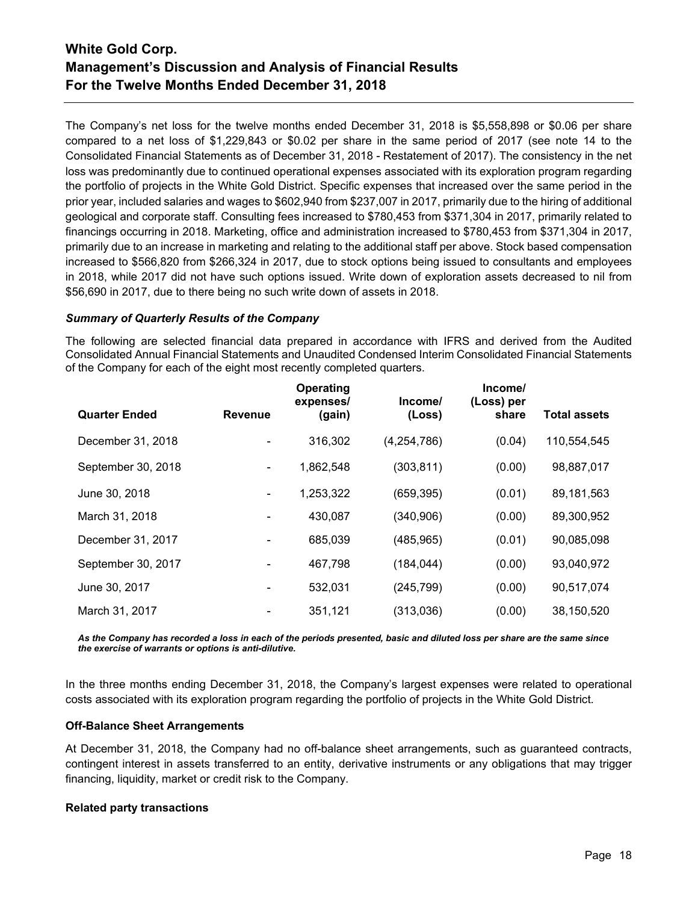The Company's net loss for the twelve months ended December 31, 2018 is $5,558,898 or $0.06 per share compared to a net loss of $1,229,843 or $0.02 per share in the same period of 2017 (see note 14 to the Consolidated Financial Statements as of December 31, 2018 - Restatement of 2017). The consistency in the net loss was predominantly due to continued operational expenses associated with its exploration program regarding the portfolio of projects in the White Gold District. Specific expenses that increased over the same period in the prior year, included salaries and wages to $602,940 from $237,007 in 2017, primarily due to the hiring of additional geological and corporate staff. Consulting fees increased to $780,453 from $371,304 in 2017, primarily related to financings occurring in 2018. Marketing, office and administration increased to $780,453 from $371,304 in 2017, primarily due to an increase in marketing and relating to the additional staff per above. Stock based compensation increased to $566,820 from $266,324 in 2017, due to stock options being issued to consultants and employees in 2018, while 2017 did not have such options issued. Write down of exploration assets decreased to nil from $56,690 in 2017, due to there being no such write down of assets in 2018.

***Summary of Quarterly Results of the Company***

The following are selected financial data prepared in accordance with IFRS and derived from the Audited Consolidated Annual Financial Statements and Unaudited Condensed Interim Consolidated Financial Statements of the Company for each of the eight most recently completed quarters.

| Quarter Ended | Revenue | Operating expenses/ (gain) | Income/ (Loss) | Income/ (Loss) per share | Total assets |
|---|---|---|---|---|---|
| December 31, 2018 | - | 316,302 | (4,254,786) | (0.04) | 110,554,545 |
| September 30, 2018 | - | 1,862,548 | (303,811) | (0.00) | 98,887,017 |
| June 30, 2018 | - | 1,253,322 | (659,395) | (0.01) | 89,181,563 |
| March 31, 2018 | - | 430,087 | (340,906) | (0.00) | 89,300,952 |
| December 31, 2017 | - | 685,039 | (485,965) | (0.01) | 90,085,098 |
| September 30, 2017 | - | 467,798 | (184,044) | (0.00) | 93,040,972 |
| June 30, 2017 | - | 532,031 | (245,799) | (0.00) | 90,517,074 |
| March 31, 2017 | - | 351,121 | (313,036) | (0.00) | 38,150,520 |

***As the Company has recorded a loss in each of the periods presented, basic and diluted loss per share are the same since the exercise of warrants or options is anti-dilutive.***

In the three months ending December 31, 2018, the Company's largest expenses were related to operational costs associated with its exploration program regarding the portfolio of projects in the White Gold District.

**Off-Balance Sheet Arrangements**

At December 31, 2018, the Company had no off-balance sheet arrangements, such as guaranteed contracts, contingent interest in assets transferred to an entity, derivative instruments or any obligations that may trigger financing, liquidity, market or credit risk to the Company.

**Related party transactions**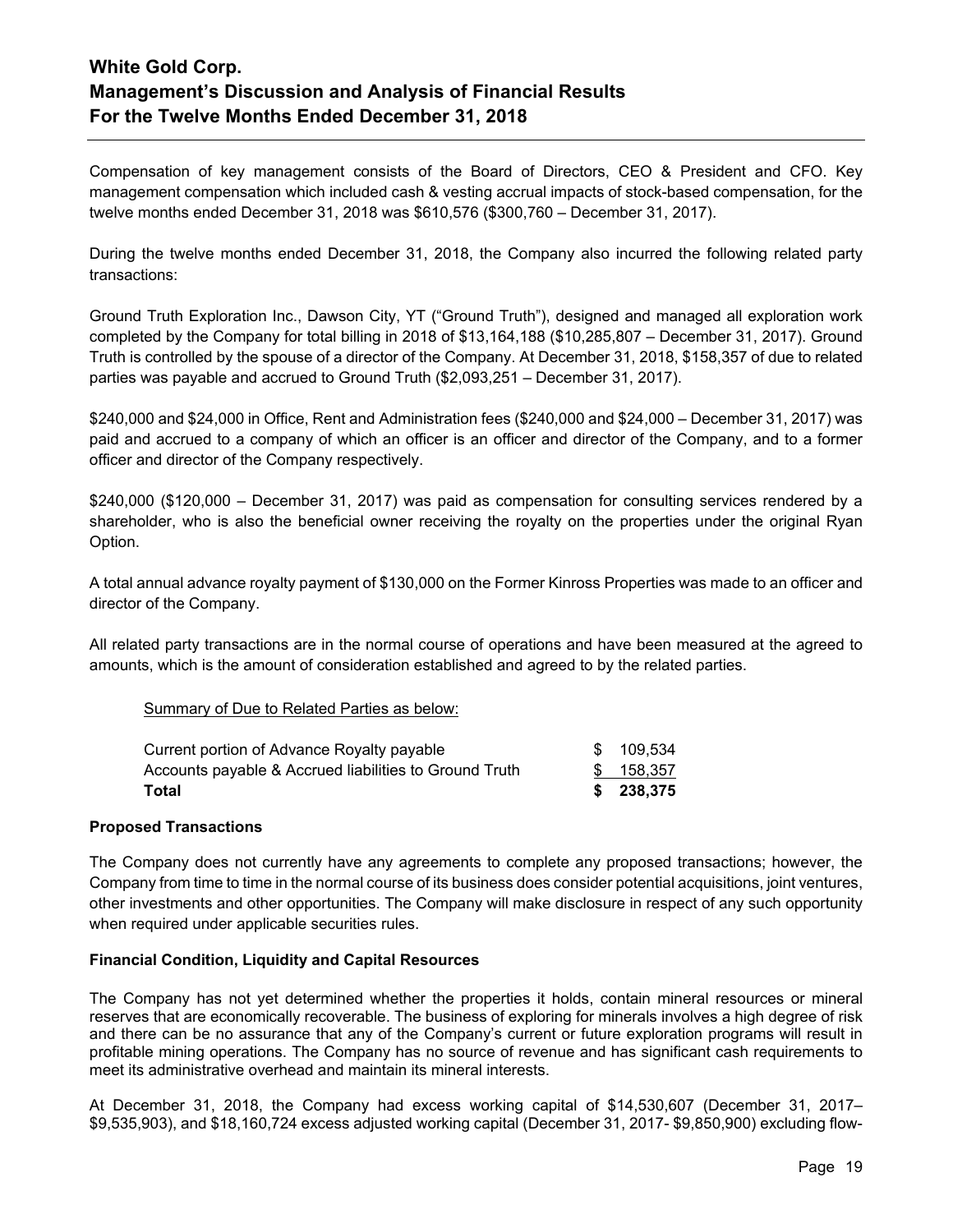Compensation of key management consists of the Board of Directors, CEO & President and CFO. Key management compensation which included cash & vesting accrual impacts of stock-based compensation, for the twelve months ended December 31, 2018 was $610,576 ($300,760 – December 31, 2017).

During the twelve months ended December 31, 2018, the Company also incurred the following related party transactions:

Ground Truth Exploration Inc., Dawson City, YT ("Ground Truth"), designed and managed all exploration work completed by the Company for total billing in 2018 of $13,164,188 ($10,285,807 – December 31, 2017). Ground Truth is controlled by the spouse of a director of the Company. At December 31, 2018, $158,357 of due to related parties was payable and accrued to Ground Truth ($2,093,251 – December 31, 2017).

$240,000 and $24,000 in Office, Rent and Administration fees ($240,000 and $24,000 – December 31, 2017) was paid and accrued to a company of which an officer is an officer and director of the Company, and to a former officer and director of the Company respectively.

$240,000 ($120,000 – December 31, 2017) was paid as compensation for consulting services rendered by a shareholder, who is also the beneficial owner receiving the royalty on the properties under the original Ryan Option.

A total annual advance royalty payment of $130,000 on the Former Kinross Properties was made to an officer and director of the Company.

All related party transactions are in the normal course of operations and have been measured at the agreed to amounts, which is the amount of consideration established and agreed to by the related parties.

Summary of Due to Related Parties as below:

| | |
|---|---|
| Current portion of Advance Royalty payable | $ 109,534 |
| Accounts payable & Accrued liabilities to Ground Truth | $ 158,357 |
| **Total** | **$ 238,375** |

**Proposed Transactions**

The Company does not currently have any agreements to complete any proposed transactions; however, the Company from time to time in the normal course of its business does consider potential acquisitions, joint ventures, other investments and other opportunities. The Company will make disclosure in respect of any such opportunity when required under applicable securities rules.

**Financial Condition, Liquidity and Capital Resources**

The Company has not yet determined whether the properties it holds, contain mineral resources or mineral reserves that are economically recoverable. The business of exploring for minerals involves a high degree of risk and there can be no assurance that any of the Company's current or future exploration programs will result in profitable mining operations. The Company has no source of revenue and has significant cash requirements to meet its administrative overhead and maintain its mineral interests.

At December 31, 2018, the Company had excess working capital of $14,530,607 (December 31, 2017– $9,535,903), and $18,160,724 excess adjusted working capital (December 31, 2017- $9,850,900) excluding flow-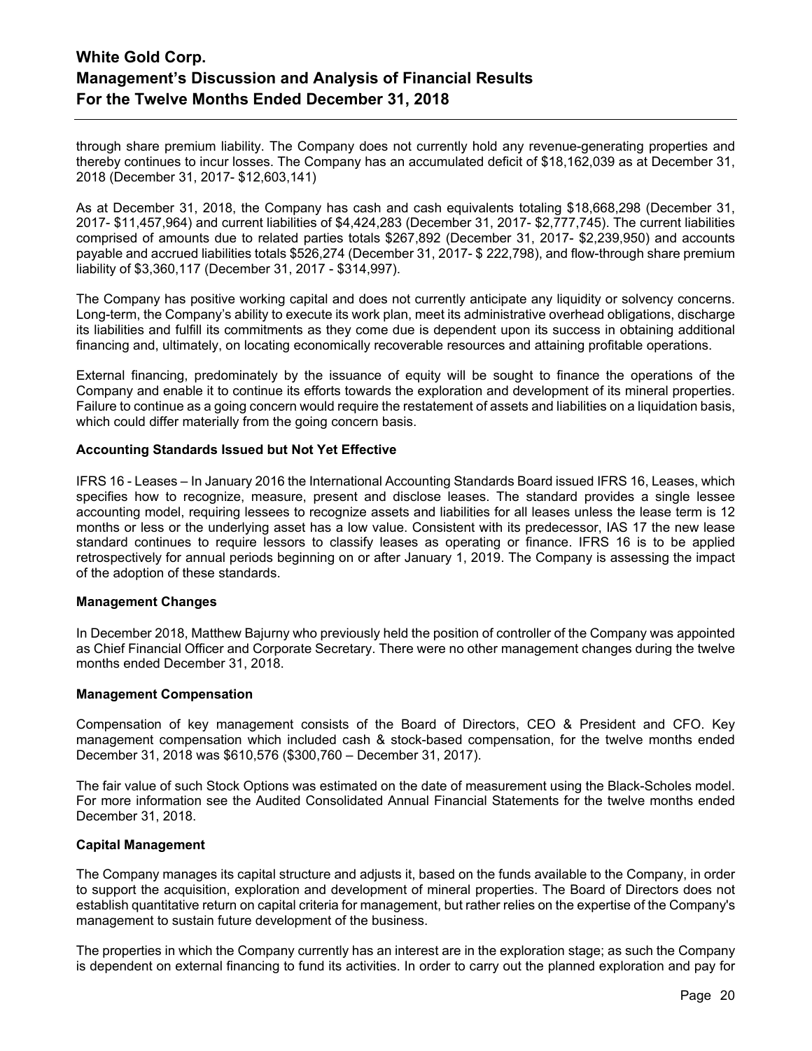through share premium liability. The Company does not currently hold any revenue-generating properties and thereby continues to incur losses. The Company has an accumulated deficit of $18,162,039 as at December 31, 2018 (December 31, 2017- $12,603,141)

As at December 31, 2018, the Company has cash and cash equivalents totaling $18,668,298 (December 31, 2017- $11,457,964) and current liabilities of $4,424,283 (December 31, 2017- $2,777,745). The current liabilities comprised of amounts due to related parties totals $267,892 (December 31, 2017- $2,239,950) and accounts payable and accrued liabilities totals $526,274 (December 31, 2017- $ 222,798), and flow-through share premium liability of $3,360,117 (December 31, 2017 - $314,997).

The Company has positive working capital and does not currently anticipate any liquidity or solvency concerns. Long-term, the Company's ability to execute its work plan, meet its administrative overhead obligations, discharge its liabilities and fulfill its commitments as they come due is dependent upon its success in obtaining additional financing and, ultimately, on locating economically recoverable resources and attaining profitable operations.

External financing, predominately by the issuance of equity will be sought to finance the operations of the Company and enable it to continue its efforts towards the exploration and development of its mineral properties. Failure to continue as a going concern would require the restatement of assets and liabilities on a liquidation basis, which could differ materially from the going concern basis.

**Accounting Standards Issued but Not Yet Effective**

IFRS 16 - Leases – In January 2016 the International Accounting Standards Board issued IFRS 16, Leases, which specifies how to recognize, measure, present and disclose leases. The standard provides a single lessee accounting model, requiring lessees to recognize assets and liabilities for all leases unless the lease term is 12 months or less or the underlying asset has a low value. Consistent with its predecessor, IAS 17 the new lease standard continues to require lessors to classify leases as operating or finance. IFRS 16 is to be applied retrospectively for annual periods beginning on or after January 1, 2019. The Company is assessing the impact of the adoption of these standards.

**Management Changes**

In December 2018, Matthew Bajurny who previously held the position of controller of the Company was appointed as Chief Financial Officer and Corporate Secretary. There were no other management changes during the twelve months ended December 31, 2018.

**Management Compensation**

Compensation of key management consists of the Board of Directors, CEO & President and CFO. Key management compensation which included cash & stock-based compensation, for the twelve months ended December 31, 2018 was $610,576 ($300,760 – December 31, 2017).

The fair value of such Stock Options was estimated on the date of measurement using the Black-Scholes model. For more information see the Audited Consolidated Annual Financial Statements for the twelve months ended December 31, 2018.

**Capital Management**

The Company manages its capital structure and adjusts it, based on the funds available to the Company, in order to support the acquisition, exploration and development of mineral properties. The Board of Directors does not establish quantitative return on capital criteria for management, but rather relies on the expertise of the Company's management to sustain future development of the business.

The properties in which the Company currently has an interest are in the exploration stage; as such the Company is dependent on external financing to fund its activities. In order to carry out the planned exploration and pay for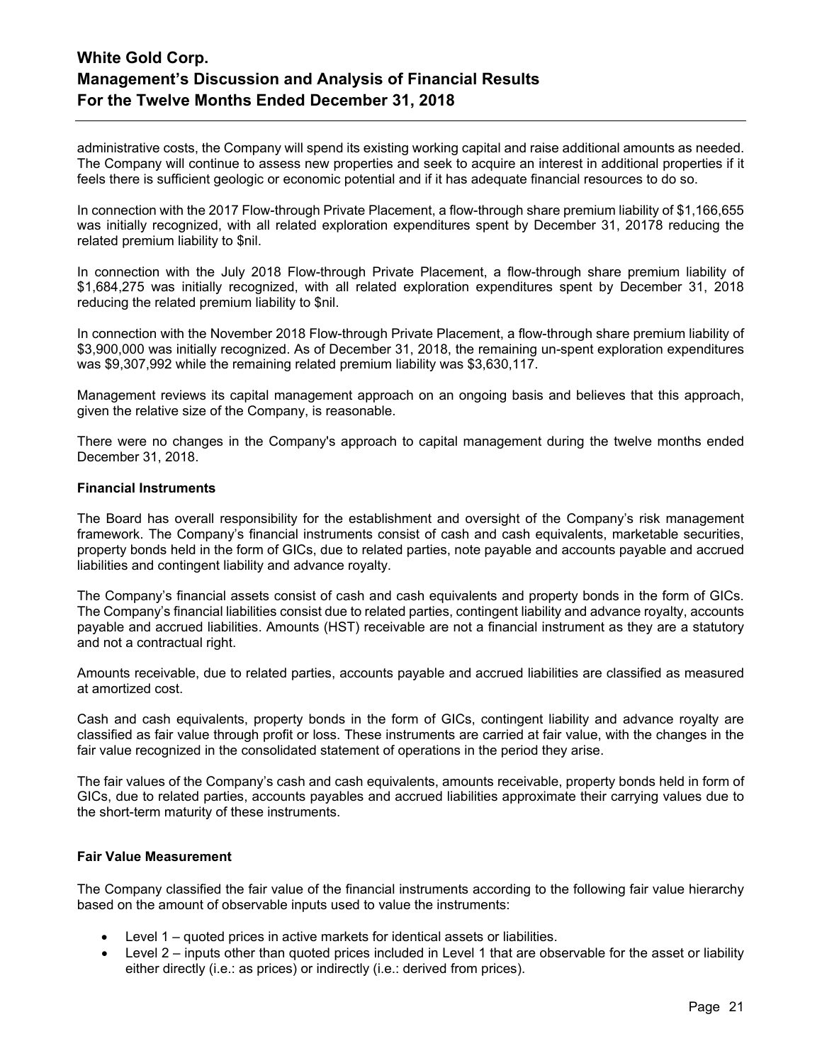administrative costs, the Company will spend its existing working capital and raise additional amounts as needed. The Company will continue to assess new properties and seek to acquire an interest in additional properties if it feels there is sufficient geologic or economic potential and if it has adequate financial resources to do so.

In connection with the 2017 Flow-through Private Placement, a flow-through share premium liability of $1,166,655 was initially recognized, with all related exploration expenditures spent by December 31, 20178 reducing the related premium liability to $nil.

In connection with the July 2018 Flow-through Private Placement, a flow-through share premium liability of $1,684,275 was initially recognized, with all related exploration expenditures spent by December 31, 2018 reducing the related premium liability to $nil.

In connection with the November 2018 Flow-through Private Placement, a flow-through share premium liability of $3,900,000 was initially recognized. As of December 31, 2018, the remaining un-spent exploration expenditures was $9,307,992 while the remaining related premium liability was $3,630,117.

Management reviews its capital management approach on an ongoing basis and believes that this approach, given the relative size of the Company, is reasonable.

There were no changes in the Company's approach to capital management during the twelve months ended December 31, 2018.

**Financial Instruments**

The Board has overall responsibility for the establishment and oversight of the Company's risk management framework. The Company's financial instruments consist of cash and cash equivalents, marketable securities, property bonds held in the form of GICs, due to related parties, note payable and accounts payable and accrued liabilities and contingent liability and advance royalty.

The Company's financial assets consist of cash and cash equivalents and property bonds in the form of GICs. The Company's financial liabilities consist due to related parties, contingent liability and advance royalty, accounts payable and accrued liabilities. Amounts (HST) receivable are not a financial instrument as they are a statutory and not a contractual right.

Amounts receivable, due to related parties, accounts payable and accrued liabilities are classified as measured at amortized cost.

Cash and cash equivalents, property bonds in the form of GICs, contingent liability and advance royalty are classified as fair value through profit or loss. These instruments are carried at fair value, with the changes in the fair value recognized in the consolidated statement of operations in the period they arise.

The fair values of the Company's cash and cash equivalents, amounts receivable, property bonds held in form of GICs, due to related parties, accounts payables and accrued liabilities approximate their carrying values due to the short-term maturity of these instruments.

**Fair Value Measurement**

The Company classified the fair value of the financial instruments according to the following fair value hierarchy based on the amount of observable inputs used to value the instruments:

- Level 1 – quoted prices in active markets for identical assets or liabilities.
- Level 2 – inputs other than quoted prices included in Level 1 that are observable for the asset or liability either directly (i.e.: as prices) or indirectly (i.e.: derived from prices).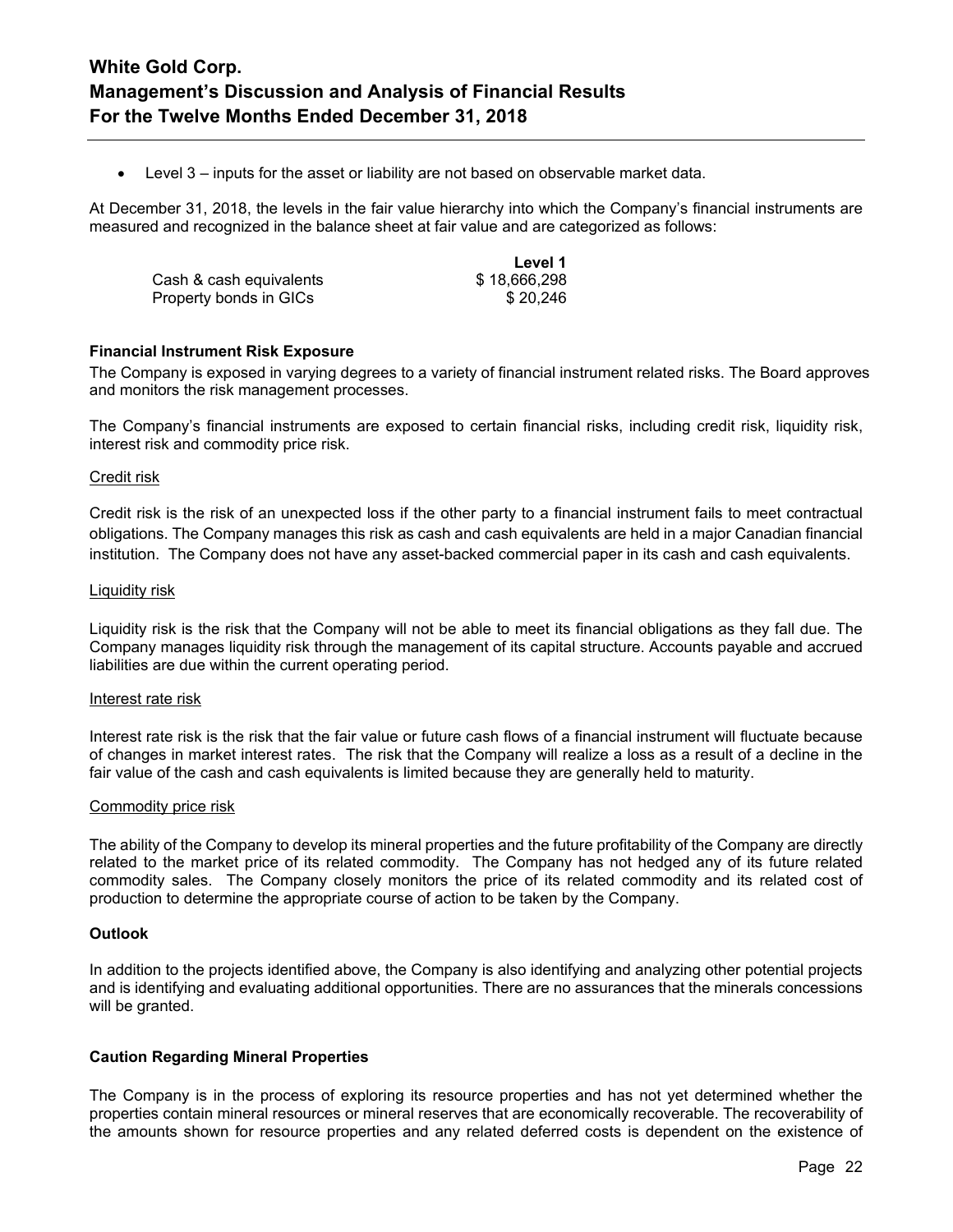- Level 3 – inputs for the asset or liability are not based on observable market data.

At December 31, 2018, the levels in the fair value hierarchy into which the Company's financial instruments are measured and recognized in the balance sheet at fair value and are categorized as follows:

| | Level 1 |
|---|---|
| Cash & cash equivalents | $ 18,666,298 |
| Property bonds in GICs | $ 20,246 |

**Financial Instrument Risk Exposure**

The Company is exposed in varying degrees to a variety of financial instrument related risks. The Board approves and monitors the risk management processes.

The Company's financial instruments are exposed to certain financial risks, including credit risk, liquidity risk, interest risk and commodity price risk.

Credit risk

Credit risk is the risk of an unexpected loss if the other party to a financial instrument fails to meet contractual obligations. The Company manages this risk as cash and cash equivalents are held in a major Canadian financial institution. The Company does not have any asset-backed commercial paper in its cash and cash equivalents.

Liquidity risk

Liquidity risk is the risk that the Company will not be able to meet its financial obligations as they fall due. The Company manages liquidity risk through the management of its capital structure. Accounts payable and accrued liabilities are due within the current operating period.

Interest rate risk

Interest rate risk is the risk that the fair value or future cash flows of a financial instrument will fluctuate because of changes in market interest rates. The risk that the Company will realize a loss as a result of a decline in the fair value of the cash and cash equivalents is limited because they are generally held to maturity.

Commodity price risk

The ability of the Company to develop its mineral properties and the future profitability of the Company are directly related to the market price of its related commodity. The Company has not hedged any of its future related commodity sales. The Company closely monitors the price of its related commodity and its related cost of production to determine the appropriate course of action to be taken by the Company.

**Outlook**

In addition to the projects identified above, the Company is also identifying and analyzing other potential projects and is identifying and evaluating additional opportunities. There are no assurances that the minerals concessions will be granted.

**Caution Regarding Mineral Properties**

The Company is in the process of exploring its resource properties and has not yet determined whether the properties contain mineral resources or mineral reserves that are economically recoverable. The recoverability of the amounts shown for resource properties and any related deferred costs is dependent on the existence of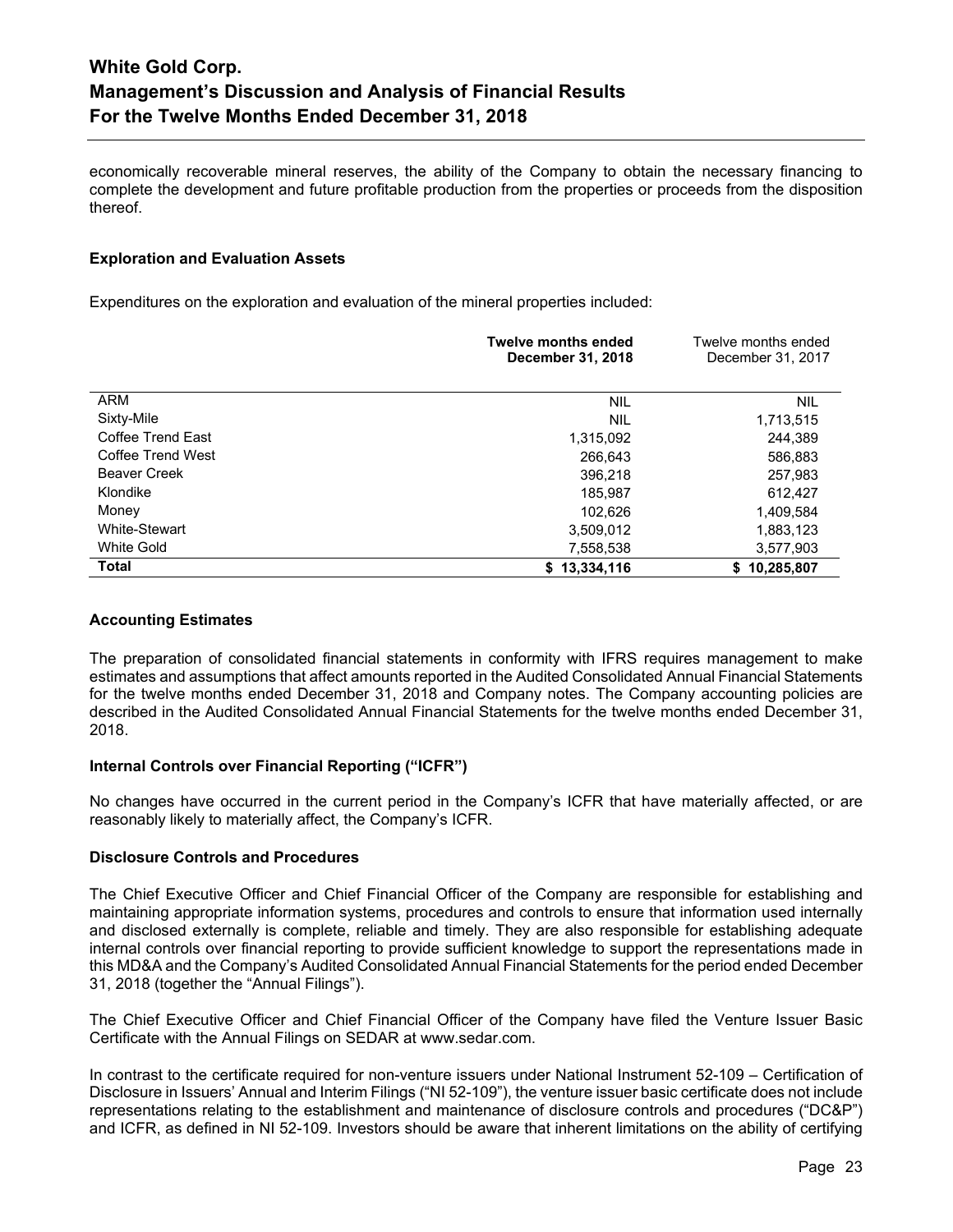economically recoverable mineral reserves, the ability of the Company to obtain the necessary financing to complete the development and future profitable production from the properties or proceeds from the disposition thereof.

**Exploration and Evaluation Assets**

Expenditures on the exploration and evaluation of the mineral properties included:

| | **Twelve months ended December 31, 2018** | Twelve months ended December 31, 2017 |
|---|---|---|
| ARM | NIL | NIL |
| Sixty-Mile | NIL | 1,713,515 |
| Coffee Trend East | 1,315,092 | 244,389 |
| Coffee Trend West | 266,643 | 586,883 |
| Beaver Creek | 396,218 | 257,983 |
| Klondike | 185,987 | 612,427 |
| Money | 102,626 | 1,409,584 |
| White-Stewart | 3,509,012 | 1,883,123 |
| White Gold | 7,558,538 | 3,577,903 |
| **Total** | **$ 13,334,116** | **$ 10,285,807** |

**Accounting Estimates**

The preparation of consolidated financial statements in conformity with IFRS requires management to make estimates and assumptions that affect amounts reported in the Audited Consolidated Annual Financial Statements for the twelve months ended December 31, 2018 and Company notes. The Company accounting policies are described in the Audited Consolidated Annual Financial Statements for the twelve months ended December 31, 2018.

**Internal Controls over Financial Reporting ("ICFR")**

No changes have occurred in the current period in the Company's ICFR that have materially affected, or are reasonably likely to materially affect, the Company's ICFR.

**Disclosure Controls and Procedures**

The Chief Executive Officer and Chief Financial Officer of the Company are responsible for establishing and maintaining appropriate information systems, procedures and controls to ensure that information used internally and disclosed externally is complete, reliable and timely. They are also responsible for establishing adequate internal controls over financial reporting to provide sufficient knowledge to support the representations made in this MD&A and the Company's Audited Consolidated Annual Financial Statements for the period ended December 31, 2018 (together the "Annual Filings").

The Chief Executive Officer and Chief Financial Officer of the Company have filed the Venture Issuer Basic Certificate with the Annual Filings on SEDAR at www.sedar.com.

In contrast to the certificate required for non-venture issuers under National Instrument 52-109 – Certification of Disclosure in Issuers' Annual and Interim Filings ("NI 52-109"), the venture issuer basic certificate does not include representations relating to the establishment and maintenance of disclosure controls and procedures ("DC&P") and ICFR, as defined in NI 52-109. Investors should be aware that inherent limitations on the ability of certifying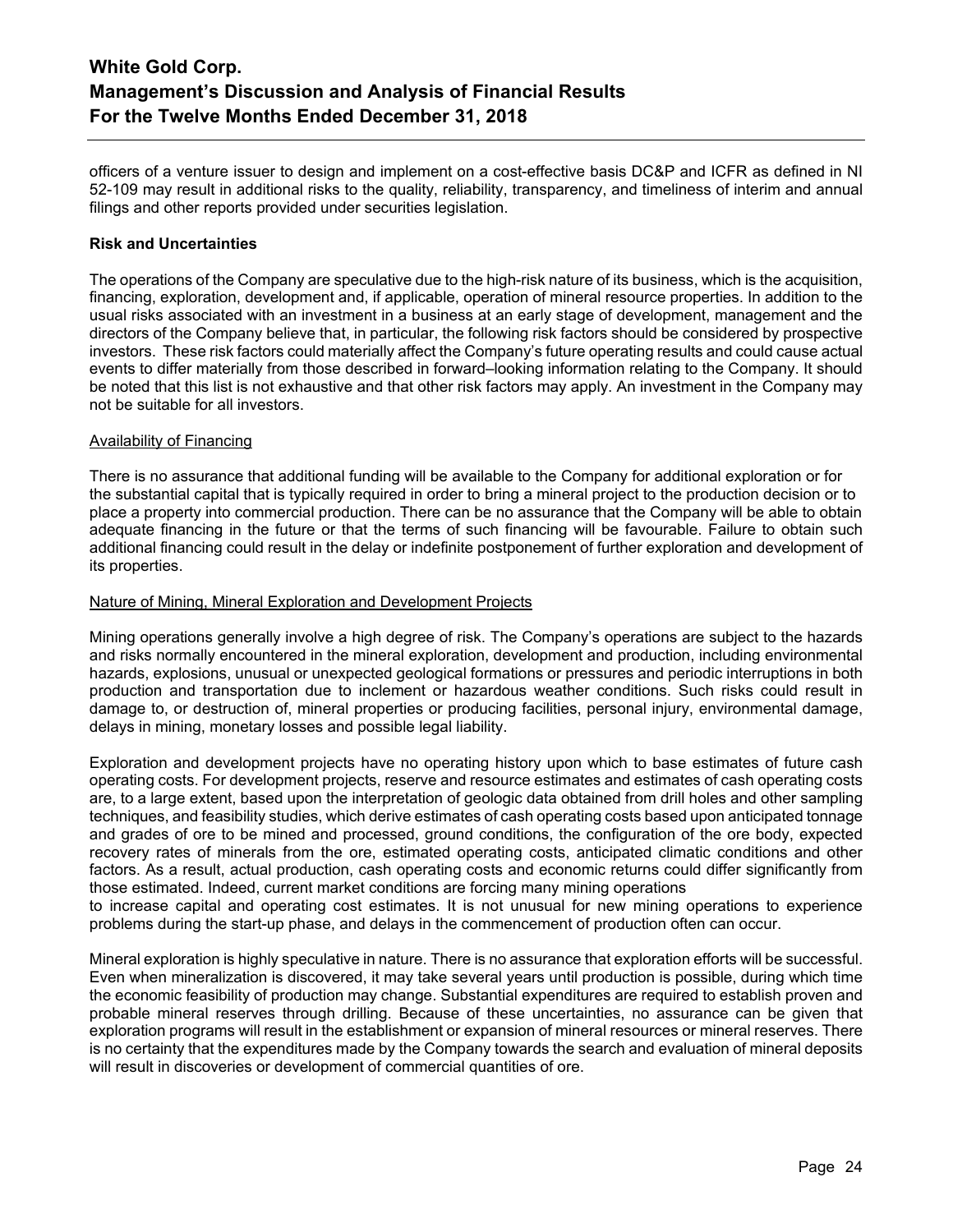officers of a venture issuer to design and implement on a cost-effective basis DC&P and ICFR as defined in NI 52-109 may result in additional risks to the quality, reliability, transparency, and timeliness of interim and annual filings and other reports provided under securities legislation.

**Risk and Uncertainties**

The operations of the Company are speculative due to the high-risk nature of its business, which is the acquisition, financing, exploration, development and, if applicable, operation of mineral resource properties. In addition to the usual risks associated with an investment in a business at an early stage of development, management and the directors of the Company believe that, in particular, the following risk factors should be considered by prospective investors. These risk factors could materially affect the Company's future operating results and could cause actual events to differ materially from those described in forward–looking information relating to the Company. It should be noted that this list is not exhaustive and that other risk factors may apply. An investment in the Company may not be suitable for all investors.

<u>Availability of Financing</u>

There is no assurance that additional funding will be available to the Company for additional exploration or for the substantial capital that is typically required in order to bring a mineral project to the production decision or to place a property into commercial production. There can be no assurance that the Company will be able to obtain adequate financing in the future or that the terms of such financing will be favourable. Failure to obtain such additional financing could result in the delay or indefinite postponement of further exploration and development of its properties.

<u>Nature of Mining, Mineral Exploration and Development Projects</u>

Mining operations generally involve a high degree of risk. The Company's operations are subject to the hazards and risks normally encountered in the mineral exploration, development and production, including environmental hazards, explosions, unusual or unexpected geological formations or pressures and periodic interruptions in both production and transportation due to inclement or hazardous weather conditions. Such risks could result in damage to, or destruction of, mineral properties or producing facilities, personal injury, environmental damage, delays in mining, monetary losses and possible legal liability.

Exploration and development projects have no operating history upon which to base estimates of future cash operating costs. For development projects, reserve and resource estimates and estimates of cash operating costs are, to a large extent, based upon the interpretation of geologic data obtained from drill holes and other sampling techniques, and feasibility studies, which derive estimates of cash operating costs based upon anticipated tonnage and grades of ore to be mined and processed, ground conditions, the configuration of the ore body, expected recovery rates of minerals from the ore, estimated operating costs, anticipated climatic conditions and other factors. As a result, actual production, cash operating costs and economic returns could differ significantly from those estimated. Indeed, current market conditions are forcing many mining operations to increase capital and operating cost estimates. It is not unusual for new mining operations to experience problems during the start-up phase, and delays in the commencement of production often can occur.

Mineral exploration is highly speculative in nature. There is no assurance that exploration efforts will be successful. Even when mineralization is discovered, it may take several years until production is possible, during which time the economic feasibility of production may change. Substantial expenditures are required to establish proven and probable mineral reserves through drilling. Because of these uncertainties, no assurance can be given that exploration programs will result in the establishment or expansion of mineral resources or mineral reserves. There is no certainty that the expenditures made by the Company towards the search and evaluation of mineral deposits will result in discoveries or development of commercial quantities of ore.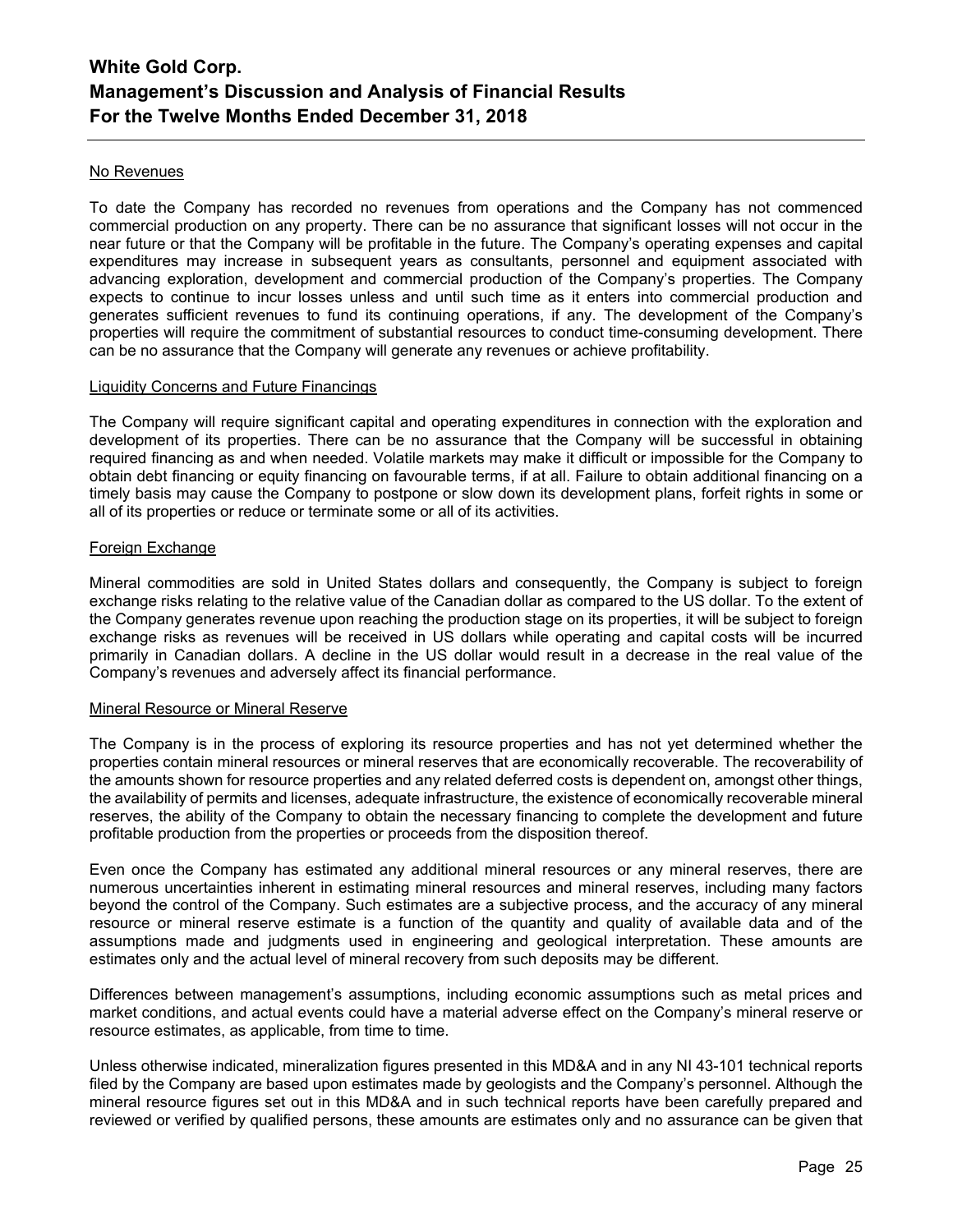<u>No Revenues</u>

To date the Company has recorded no revenues from operations and the Company has not commenced commercial production on any property. There can be no assurance that significant losses will not occur in the near future or that the Company will be profitable in the future. The Company's operating expenses and capital expenditures may increase in subsequent years as consultants, personnel and equipment associated with advancing exploration, development and commercial production of the Company's properties. The Company expects to continue to incur losses unless and until such time as it enters into commercial production and generates sufficient revenues to fund its continuing operations, if any. The development of the Company's properties will require the commitment of substantial resources to conduct time-consuming development. There can be no assurance that the Company will generate any revenues or achieve profitability.

<u>Liquidity Concerns and Future Financings</u>

The Company will require significant capital and operating expenditures in connection with the exploration and development of its properties. There can be no assurance that the Company will be successful in obtaining required financing as and when needed. Volatile markets may make it difficult or impossible for the Company to obtain debt financing or equity financing on favourable terms, if at all. Failure to obtain additional financing on a timely basis may cause the Company to postpone or slow down its development plans, forfeit rights in some or all of its properties or reduce or terminate some or all of its activities.

<u>Foreign Exchange</u>

Mineral commodities are sold in United States dollars and consequently, the Company is subject to foreign exchange risks relating to the relative value of the Canadian dollar as compared to the US dollar. To the extent of the Company generates revenue upon reaching the production stage on its properties, it will be subject to foreign exchange risks as revenues will be received in US dollars while operating and capital costs will be incurred primarily in Canadian dollars. A decline in the US dollar would result in a decrease in the real value of the Company's revenues and adversely affect its financial performance.

<u>Mineral Resource or Mineral Reserve</u>

The Company is in the process of exploring its resource properties and has not yet determined whether the properties contain mineral resources or mineral reserves that are economically recoverable. The recoverability of the amounts shown for resource properties and any related deferred costs is dependent on, amongst other things, the availability of permits and licenses, adequate infrastructure, the existence of economically recoverable mineral reserves, the ability of the Company to obtain the necessary financing to complete the development and future profitable production from the properties or proceeds from the disposition thereof.

Even once the Company has estimated any additional mineral resources or any mineral reserves, there are numerous uncertainties inherent in estimating mineral resources and mineral reserves, including many factors beyond the control of the Company. Such estimates are a subjective process, and the accuracy of any mineral resource or mineral reserve estimate is a function of the quantity and quality of available data and of the assumptions made and judgments used in engineering and geological interpretation. These amounts are estimates only and the actual level of mineral recovery from such deposits may be different.

Differences between management's assumptions, including economic assumptions such as metal prices and market conditions, and actual events could have a material adverse effect on the Company's mineral reserve or resource estimates, as applicable, from time to time.

Unless otherwise indicated, mineralization figures presented in this MD&A and in any NI 43-101 technical reports filed by the Company are based upon estimates made by geologists and the Company's personnel. Although the mineral resource figures set out in this MD&A and in such technical reports have been carefully prepared and reviewed or verified by qualified persons, these amounts are estimates only and no assurance can be given that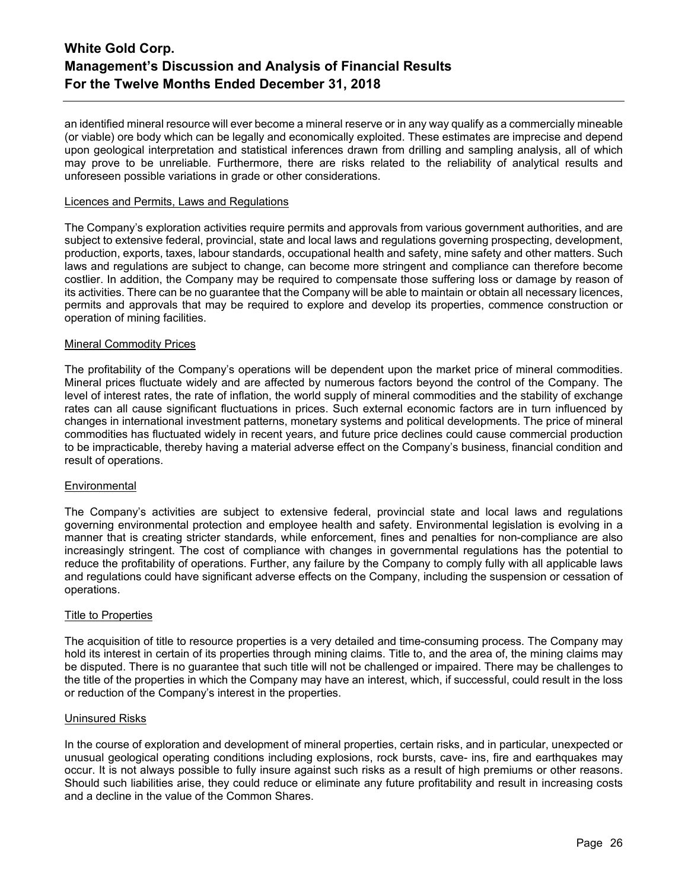an identified mineral resource will ever become a mineral reserve or in any way qualify as a commercially mineable (or viable) ore body which can be legally and economically exploited. These estimates are imprecise and depend upon geological interpretation and statistical inferences drawn from drilling and sampling analysis, all of which may prove to be unreliable. Furthermore, there are risks related to the reliability of analytical results and unforeseen possible variations in grade or other considerations.

Licences and Permits, Laws and Regulations

The Company's exploration activities require permits and approvals from various government authorities, and are subject to extensive federal, provincial, state and local laws and regulations governing prospecting, development, production, exports, taxes, labour standards, occupational health and safety, mine safety and other matters. Such laws and regulations are subject to change, can become more stringent and compliance can therefore become costlier. In addition, the Company may be required to compensate those suffering loss or damage by reason of its activities. There can be no guarantee that the Company will be able to maintain or obtain all necessary licences, permits and approvals that may be required to explore and develop its properties, commence construction or operation of mining facilities.

Mineral Commodity Prices

The profitability of the Company's operations will be dependent upon the market price of mineral commodities. Mineral prices fluctuate widely and are affected by numerous factors beyond the control of the Company. The level of interest rates, the rate of inflation, the world supply of mineral commodities and the stability of exchange rates can all cause significant fluctuations in prices. Such external economic factors are in turn influenced by changes in international investment patterns, monetary systems and political developments. The price of mineral commodities has fluctuated widely in recent years, and future price declines could cause commercial production to be impracticable, thereby having a material adverse effect on the Company's business, financial condition and result of operations.

Environmental

The Company's activities are subject to extensive federal, provincial state and local laws and regulations governing environmental protection and employee health and safety. Environmental legislation is evolving in a manner that is creating stricter standards, while enforcement, fines and penalties for non-compliance are also increasingly stringent. The cost of compliance with changes in governmental regulations has the potential to reduce the profitability of operations. Further, any failure by the Company to comply fully with all applicable laws and regulations could have significant adverse effects on the Company, including the suspension or cessation of operations.

Title to Properties

The acquisition of title to resource properties is a very detailed and time-consuming process. The Company may hold its interest in certain of its properties through mining claims. Title to, and the area of, the mining claims may be disputed. There is no guarantee that such title will not be challenged or impaired. There may be challenges to the title of the properties in which the Company may have an interest, which, if successful, could result in the loss or reduction of the Company's interest in the properties.

Uninsured Risks

In the course of exploration and development of mineral properties, certain risks, and in particular, unexpected or unusual geological operating conditions including explosions, rock bursts, cave- ins, fire and earthquakes may occur. It is not always possible to fully insure against such risks as a result of high premiums or other reasons. Should such liabilities arise, they could reduce or eliminate any future profitability and result in increasing costs and a decline in the value of the Common Shares.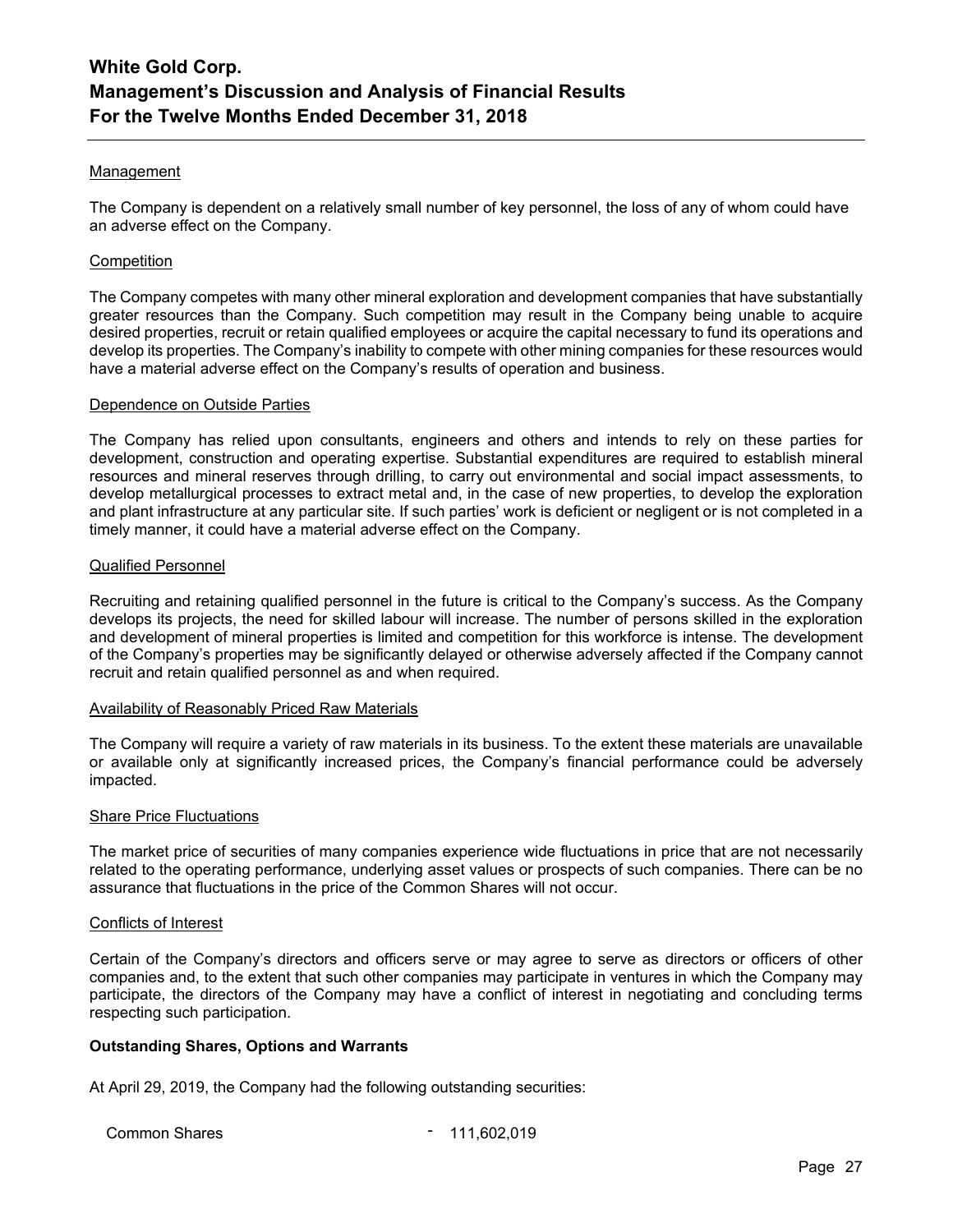#### Management

The Company is dependent on a relatively small number of key personnel, the loss of any of whom could have an adverse effect on the Company.

#### Competition

The Company competes with many other mineral exploration and development companies that have substantially greater resources than the Company. Such competition may result in the Company being unable to acquire desired properties, recruit or retain qualified employees or acquire the capital necessary to fund its operations and develop its properties. The Company's inability to compete with other mining companies for these resources would have a material adverse effect on the Company's results of operation and business.

#### Dependence on Outside Parties

The Company has relied upon consultants, engineers and others and intends to rely on these parties for development, construction and operating expertise. Substantial expenditures are required to establish mineral resources and mineral reserves through drilling, to carry out environmental and social impact assessments, to develop metallurgical processes to extract metal and, in the case of new properties, to develop the exploration and plant infrastructure at any particular site. If such parties' work is deficient or negligent or is not completed in a timely manner, it could have a material adverse effect on the Company.

#### Qualified Personnel

Recruiting and retaining qualified personnel in the future is critical to the Company's success. As the Company develops its projects, the need for skilled labour will increase. The number of persons skilled in the exploration and development of mineral properties is limited and competition for this workforce is intense. The development of the Company's properties may be significantly delayed or otherwise adversely affected if the Company cannot recruit and retain qualified personnel as and when required.

#### Availability of Reasonably Priced Raw Materials

The Company will require a variety of raw materials in its business. To the extent these materials are unavailable or available only at significantly increased prices, the Company's financial performance could be adversely impacted.

#### Share Price Fluctuations

The market price of securities of many companies experience wide fluctuations in price that are not necessarily related to the operating performance, underlying asset values or prospects of such companies. There can be no assurance that fluctuations in the price of the Common Shares will not occur.

#### Conflicts of Interest

Certain of the Company's directors and officers serve or may agree to serve as directors or officers of other companies and, to the extent that such other companies may participate in ventures in which the Company may participate, the directors of the Company may have a conflict of interest in negotiating and concluding terms respecting such participation.

### Outstanding Shares, Options and Warrants

At April 29, 2019, the Company had the following outstanding securities:

| | | |
|---|---|---|
| Common Shares | - | 111,602,019 |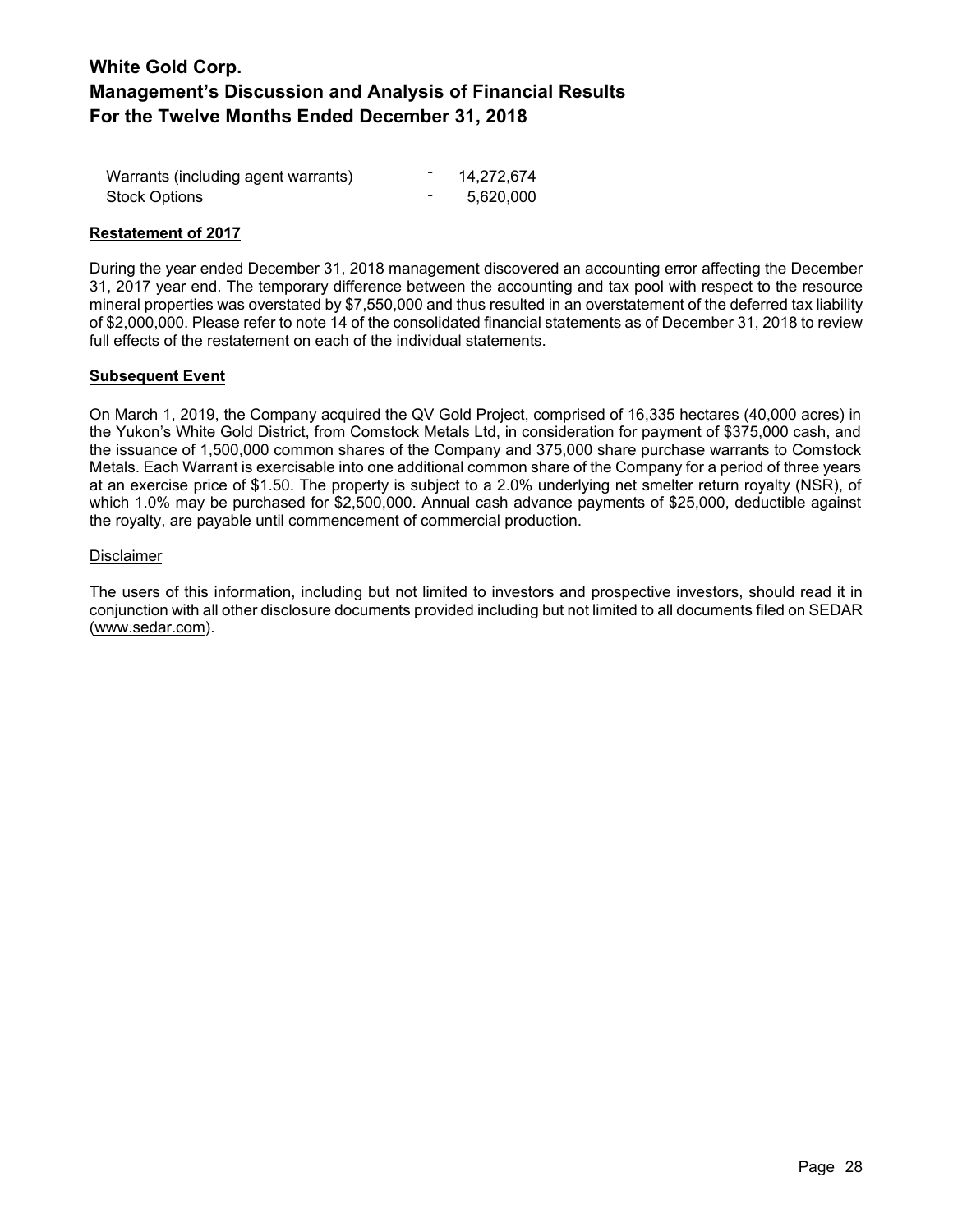| | | |
|---|---|---|
| Warrants (including agent warrants) | - | 14,272,674 |
| Stock Options | - | 5,620,000 |

**Restatement of 2017**

During the year ended December 31, 2018 management discovered an accounting error affecting the December 31, 2017 year end. The temporary difference between the accounting and tax pool with respect to the resource mineral properties was overstated by $7,550,000 and thus resulted in an overstatement of the deferred tax liability of $2,000,000. Please refer to note 14 of the consolidated financial statements as of December 31, 2018 to review full effects of the restatement on each of the individual statements.

**Subsequent Event**

On March 1, 2019, the Company acquired the QV Gold Project, comprised of 16,335 hectares (40,000 acres) in the Yukon's White Gold District, from Comstock Metals Ltd, in consideration for payment of $375,000 cash, and the issuance of 1,500,000 common shares of the Company and 375,000 share purchase warrants to Comstock Metals. Each Warrant is exercisable into one additional common share of the Company for a period of three years at an exercise price of $1.50. The property is subject to a 2.0% underlying net smelter return royalty (NSR), of which 1.0% may be purchased for $2,500,000. Annual cash advance payments of $25,000, deductible against the royalty, are payable until commencement of commercial production.

Disclaimer

The users of this information, including but not limited to investors and prospective investors, should read it in conjunction with all other disclosure documents provided including but not limited to all documents filed on SEDAR (www.sedar.com).